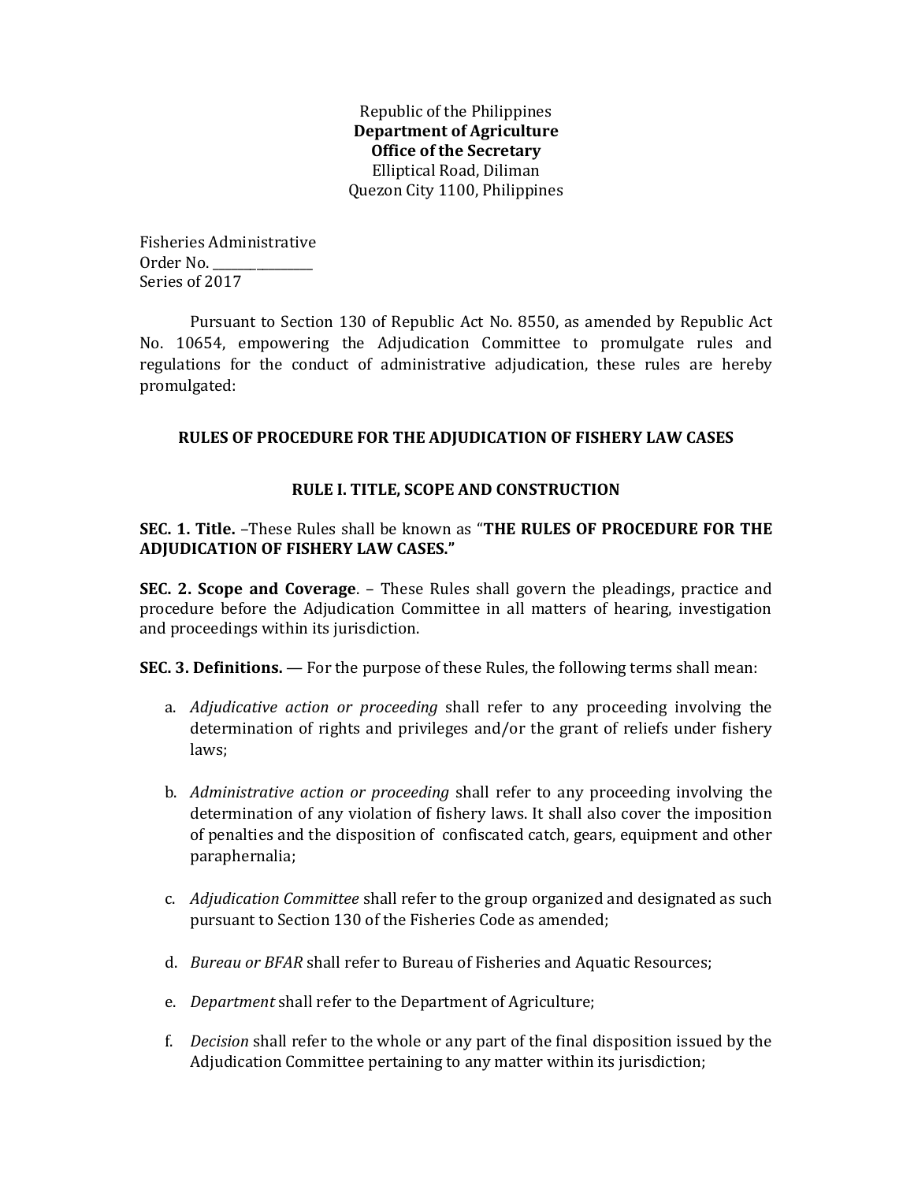Republic of the Philippines
**Department of Agriculture**
**Office of the Secretary**
Elliptical Road, Diliman
Quezon City 1100, Philippines

Fisheries Administrative
Order No. _______________
Series of 2017

Pursuant to Section 130 of Republic Act No. 8550, as amended by Republic Act No. 10654, empowering the Adjudication Committee to promulgate rules and regulations for the conduct of administrative adjudication, these rules are hereby promulgated:

## RULES OF PROCEDURE FOR THE ADJUDICATION OF FISHERY LAW CASES

### RULE I. TITLE, SCOPE AND CONSTRUCTION

**SEC. 1. Title.** –These Rules shall be known as "**THE RULES OF PROCEDURE FOR THE ADJUDICATION OF FISHERY LAW CASES.**"

**SEC. 2. Scope and Coverage**. – These Rules shall govern the pleadings, practice and procedure before the Adjudication Committee in all matters of hearing, investigation and proceedings within its jurisdiction.

**SEC. 3. Definitions.** — For the purpose of these Rules, the following terms shall mean:

a. *Adjudicative action or proceeding* shall refer to any proceeding involving the determination of rights and privileges and/or the grant of reliefs under fishery laws;

b. *Administrative action or proceeding* shall refer to any proceeding involving the determination of any violation of fishery laws. It shall also cover the imposition of penalties and the disposition of confiscated catch, gears, equipment and other paraphernalia;

c. *Adjudication Committee* shall refer to the group organized and designated as such pursuant to Section 130 of the Fisheries Code as amended;

d. *Bureau or BFAR* shall refer to Bureau of Fisheries and Aquatic Resources;

e. *Department* shall refer to the Department of Agriculture;

f. *Decision* shall refer to the whole or any part of the final disposition issued by the Adjudication Committee pertaining to any matter within its jurisdiction;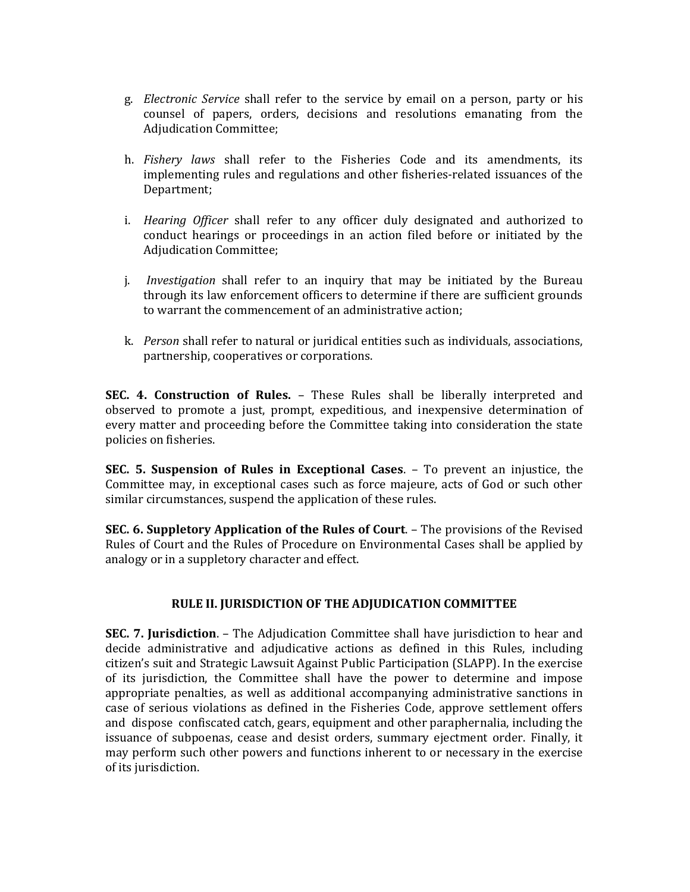g. *Electronic Service* shall refer to the service by email on a person, party or his counsel of papers, orders, decisions and resolutions emanating from the Adjudication Committee;

h. *Fishery laws* shall refer to the Fisheries Code and its amendments, its implementing rules and regulations and other fisheries-related issuances of the Department;

i. *Hearing Officer* shall refer to any officer duly designated and authorized to conduct hearings or proceedings in an action filed before or initiated by the Adjudication Committee;

j. *Investigation* shall refer to an inquiry that may be initiated by the Bureau through its law enforcement officers to determine if there are sufficient grounds to warrant the commencement of an administrative action;

k. *Person* shall refer to natural or juridical entities such as individuals, associations, partnership, cooperatives or corporations.

**SEC. 4. Construction of Rules.** – These Rules shall be liberally interpreted and observed to promote a just, prompt, expeditious, and inexpensive determination of every matter and proceeding before the Committee taking into consideration the state policies on fisheries.

**SEC. 5. Suspension of Rules in Exceptional Cases**. – To prevent an injustice, the Committee may, in exceptional cases such as force majeure, acts of God or such other similar circumstances, suspend the application of these rules.

**SEC. 6. Suppletory Application of the Rules of Court**. – The provisions of the Revised Rules of Court and the Rules of Procedure on Environmental Cases shall be applied by analogy or in a suppletory character and effect.

## RULE II. JURISDICTION OF THE ADJUDICATION COMMITTEE

**SEC. 7. Jurisdiction**. – The Adjudication Committee shall have jurisdiction to hear and decide administrative and adjudicative actions as defined in this Rules, including citizen's suit and Strategic Lawsuit Against Public Participation (SLAPP). In the exercise of its jurisdiction, the Committee shall have the power to determine and impose appropriate penalties, as well as additional accompanying administrative sanctions in case of serious violations as defined in the Fisheries Code, approve settlement offers and dispose confiscated catch, gears, equipment and other paraphernalia, including the issuance of subpoenas, cease and desist orders, summary ejectment order. Finally, it may perform such other powers and functions inherent to or necessary in the exercise of its jurisdiction.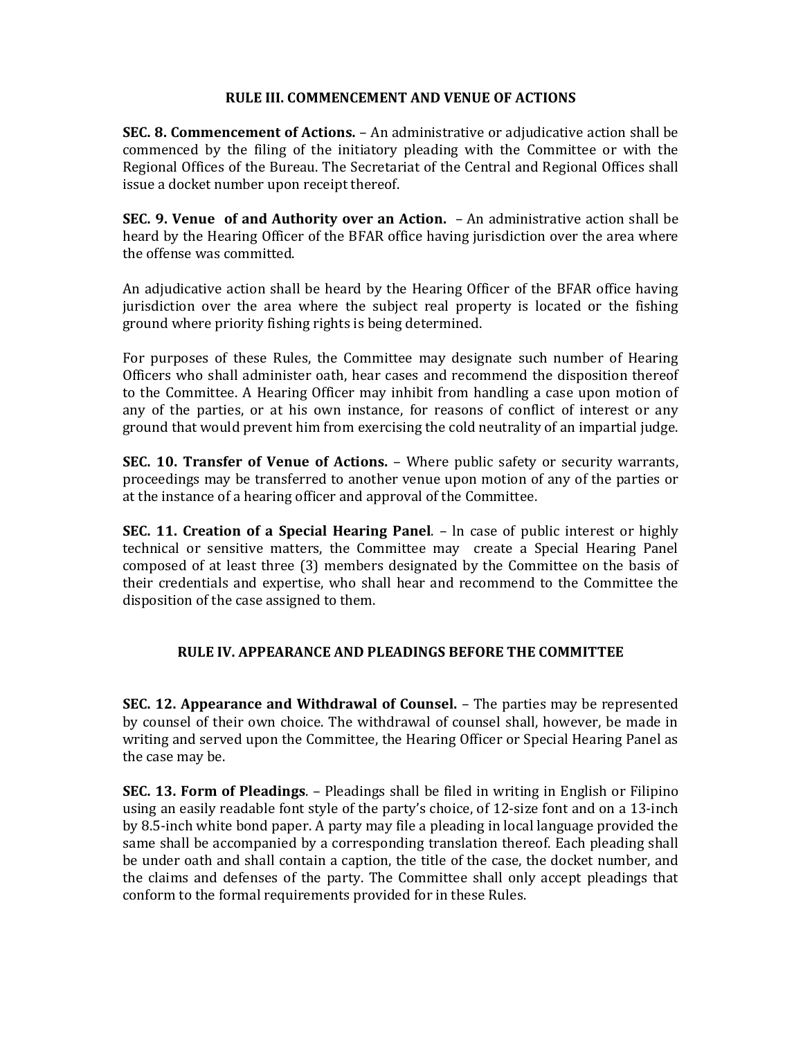## RULE III. COMMENCEMENT AND VENUE OF ACTIONS

**SEC. 8. Commencement of Actions.** – An administrative or adjudicative action shall be commenced by the filing of the initiatory pleading with the Committee or with the Regional Offices of the Bureau. The Secretariat of the Central and Regional Offices shall issue a docket number upon receipt thereof.

**SEC. 9. Venue of and Authority over an Action.** – An administrative action shall be heard by the Hearing Officer of the BFAR office having jurisdiction over the area where the offense was committed.

An adjudicative action shall be heard by the Hearing Officer of the BFAR office having jurisdiction over the area where the subject real property is located or the fishing ground where priority fishing rights is being determined.

For purposes of these Rules, the Committee may designate such number of Hearing Officers who shall administer oath, hear cases and recommend the disposition thereof to the Committee. A Hearing Officer may inhibit from handling a case upon motion of any of the parties, or at his own instance, for reasons of conflict of interest or any ground that would prevent him from exercising the cold neutrality of an impartial judge.

**SEC. 10. Transfer of Venue of Actions.** – Where public safety or security warrants, proceedings may be transferred to another venue upon motion of any of the parties or at the instance of a hearing officer and approval of the Committee.

**SEC. 11. Creation of a Special Hearing Panel**. – In case of public interest or highly technical or sensitive matters, the Committee may create a Special Hearing Panel composed of at least three (3) members designated by the Committee on the basis of their credentials and expertise, who shall hear and recommend to the Committee the disposition of the case assigned to them.

## RULE IV. APPEARANCE AND PLEADINGS BEFORE THE COMMITTEE

**SEC. 12. Appearance and Withdrawal of Counsel.** – The parties may be represented by counsel of their own choice. The withdrawal of counsel shall, however, be made in writing and served upon the Committee, the Hearing Officer or Special Hearing Panel as the case may be.

**SEC. 13. Form of Pleadings**. – Pleadings shall be filed in writing in English or Filipino using an easily readable font style of the party's choice, of 12-size font and on a 13-inch by 8.5-inch white bond paper. A party may file a pleading in local language provided the same shall be accompanied by a corresponding translation thereof. Each pleading shall be under oath and shall contain a caption, the title of the case, the docket number, and the claims and defenses of the party. The Committee shall only accept pleadings that conform to the formal requirements provided for in these Rules.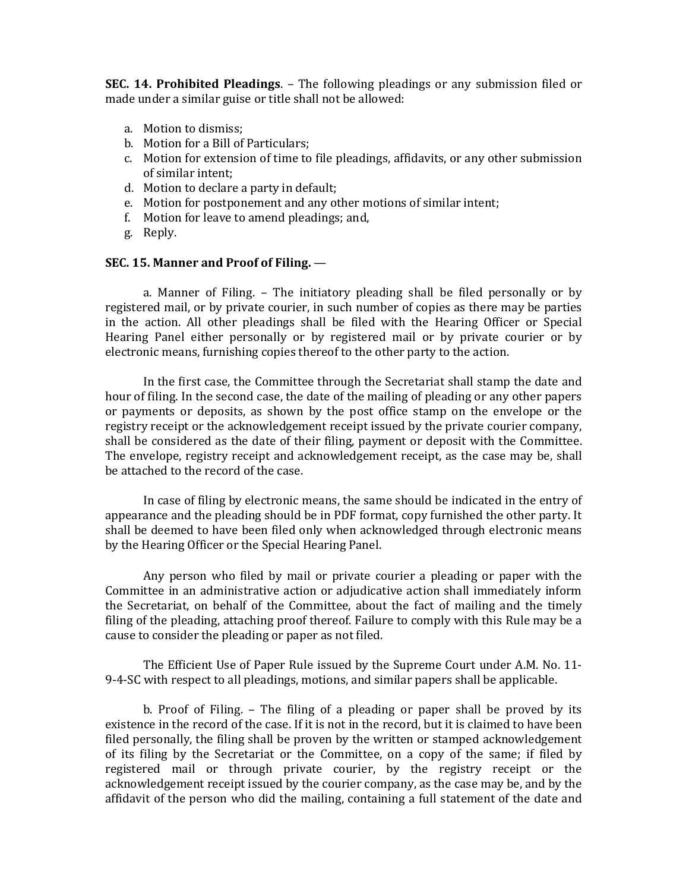**SEC. 14. Prohibited Pleadings**. – The following pleadings or any submission filed or made under a similar guise or title shall not be allowed:

a. Motion to dismiss;
b. Motion for a Bill of Particulars;
c. Motion for extension of time to file pleadings, affidavits, or any other submission of similar intent;
d. Motion to declare a party in default;
e. Motion for postponement and any other motions of similar intent;
f. Motion for leave to amend pleadings; and,
g. Reply.

**SEC. 15. Manner and Proof of Filing.** —

a. Manner of Filing. – The initiatory pleading shall be filed personally or by registered mail, or by private courier, in such number of copies as there may be parties in the action. All other pleadings shall be filed with the Hearing Officer or Special Hearing Panel either personally or by registered mail or by private courier or by electronic means, furnishing copies thereof to the other party to the action.

In the first case, the Committee through the Secretariat shall stamp the date and hour of filing. In the second case, the date of the mailing of pleading or any other papers or payments or deposits, as shown by the post office stamp on the envelope or the registry receipt or the acknowledgement receipt issued by the private courier company, shall be considered as the date of their filing, payment or deposit with the Committee. The envelope, registry receipt and acknowledgement receipt, as the case may be, shall be attached to the record of the case.

In case of filing by electronic means, the same should be indicated in the entry of appearance and the pleading should be in PDF format, copy furnished the other party. It shall be deemed to have been filed only when acknowledged through electronic means by the Hearing Officer or the Special Hearing Panel.

Any person who filed by mail or private courier a pleading or paper with the Committee in an administrative action or adjudicative action shall immediately inform the Secretariat, on behalf of the Committee, about the fact of mailing and the timely filing of the pleading, attaching proof thereof. Failure to comply with this Rule may be a cause to consider the pleading or paper as not filed.

The Efficient Use of Paper Rule issued by the Supreme Court under A.M. No. 11-9-4-SC with respect to all pleadings, motions, and similar papers shall be applicable.

b. Proof of Filing. – The filing of a pleading or paper shall be proved by its existence in the record of the case. If it is not in the record, but it is claimed to have been filed personally, the filing shall be proven by the written or stamped acknowledgement of its filing by the Secretariat or the Committee, on a copy of the same; if filed by registered mail or through private courier, by the registry receipt or the acknowledgement receipt issued by the courier company, as the case may be, and by the affidavit of the person who did the mailing, containing a full statement of the date and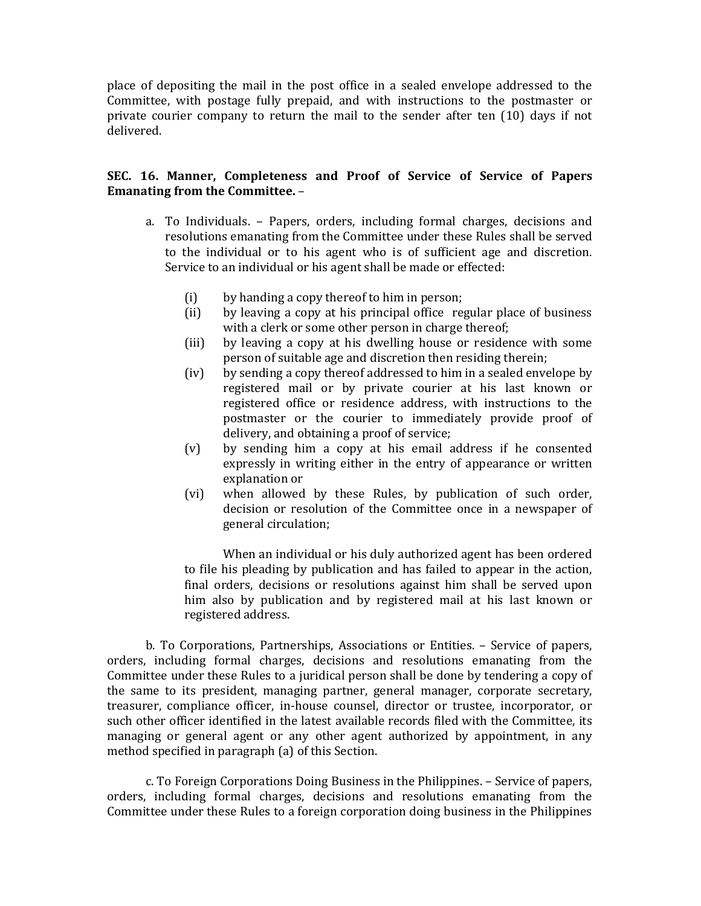place of depositing the mail in the post office in a sealed envelope addressed to the Committee, with postage fully prepaid, and with instructions to the postmaster or private courier company to return the mail to the sender after ten (10) days if not delivered.

**SEC. 16. Manner, Completeness and Proof of Service of Service of Papers Emanating from the Committee.** –

a. To Individuals. – Papers, orders, including formal charges, decisions and resolutions emanating from the Committee under these Rules shall be served to the individual or to his agent who is of sufficient age and discretion. Service to an individual or his agent shall be made or effected:

(i) by handing a copy thereof to him in person;

(ii) by leaving a copy at his principal office regular place of business with a clerk or some other person in charge thereof;

(iii) by leaving a copy at his dwelling house or residence with some person of suitable age and discretion then residing therein;

(iv) by sending a copy thereof addressed to him in a sealed envelope by registered mail or by private courier at his last known or registered office or residence address, with instructions to the postmaster or the courier to immediately provide proof of delivery, and obtaining a proof of service;

(v) by sending him a copy at his email address if he consented expressly in writing either in the entry of appearance or written explanation or

(vi) when allowed by these Rules, by publication of such order, decision or resolution of the Committee once in a newspaper of general circulation;

When an individual or his duly authorized agent has been ordered to file his pleading by publication and has failed to appear in the action, final orders, decisions or resolutions against him shall be served upon him also by publication and by registered mail at his last known or registered address.

b. To Corporations, Partnerships, Associations or Entities. – Service of papers, orders, including formal charges, decisions and resolutions emanating from the Committee under these Rules to a juridical person shall be done by tendering a copy of the same to its president, managing partner, general manager, corporate secretary, treasurer, compliance officer, in-house counsel, director or trustee, incorporator, or such other officer identified in the latest available records filed with the Committee, its managing or general agent or any other agent authorized by appointment, in any method specified in paragraph (a) of this Section.

c. To Foreign Corporations Doing Business in the Philippines. – Service of papers, orders, including formal charges, decisions and resolutions emanating from the Committee under these Rules to a foreign corporation doing business in the Philippines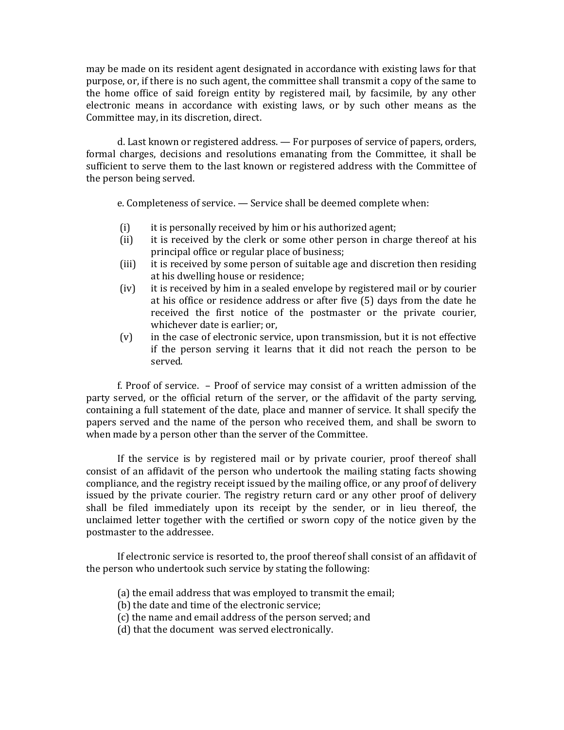may be made on its resident agent designated in accordance with existing laws for that purpose, or, if there is no such agent, the committee shall transmit a copy of the same to the home office of said foreign entity by registered mail, by facsimile, by any other electronic means in accordance with existing laws, or by such other means as the Committee may, in its discretion, direct.

d. Last known or registered address. — For purposes of service of papers, orders, formal charges, decisions and resolutions emanating from the Committee, it shall be sufficient to serve them to the last known or registered address with the Committee of the person being served.

e. Completeness of service. — Service shall be deemed complete when:

(i) it is personally received by him or his authorized agent;
(ii) it is received by the clerk or some other person in charge thereof at his principal office or regular place of business;
(iii) it is received by some person of suitable age and discretion then residing at his dwelling house or residence;
(iv) it is received by him in a sealed envelope by registered mail or by courier at his office or residence address or after five (5) days from the date he received the first notice of the postmaster or the private courier, whichever date is earlier; or,
(v) in the case of electronic service, upon transmission, but it is not effective if the person serving it learns that it did not reach the person to be served.

f. Proof of service. – Proof of service may consist of a written admission of the party served, or the official return of the server, or the affidavit of the party serving, containing a full statement of the date, place and manner of service. It shall specify the papers served and the name of the person who received them, and shall be sworn to when made by a person other than the server of the Committee.

If the service is by registered mail or by private courier, proof thereof shall consist of an affidavit of the person who undertook the mailing stating facts showing compliance, and the registry receipt issued by the mailing office, or any proof of delivery issued by the private courier. The registry return card or any other proof of delivery shall be filed immediately upon its receipt by the sender, or in lieu thereof, the unclaimed letter together with the certified or sworn copy of the notice given by the postmaster to the addressee.

If electronic service is resorted to, the proof thereof shall consist of an affidavit of the person who undertook such service by stating the following:

(a) the email address that was employed to transmit the email;
(b) the date and time of the electronic service;
(c) the name and email address of the person served; and
(d) that the document was served electronically.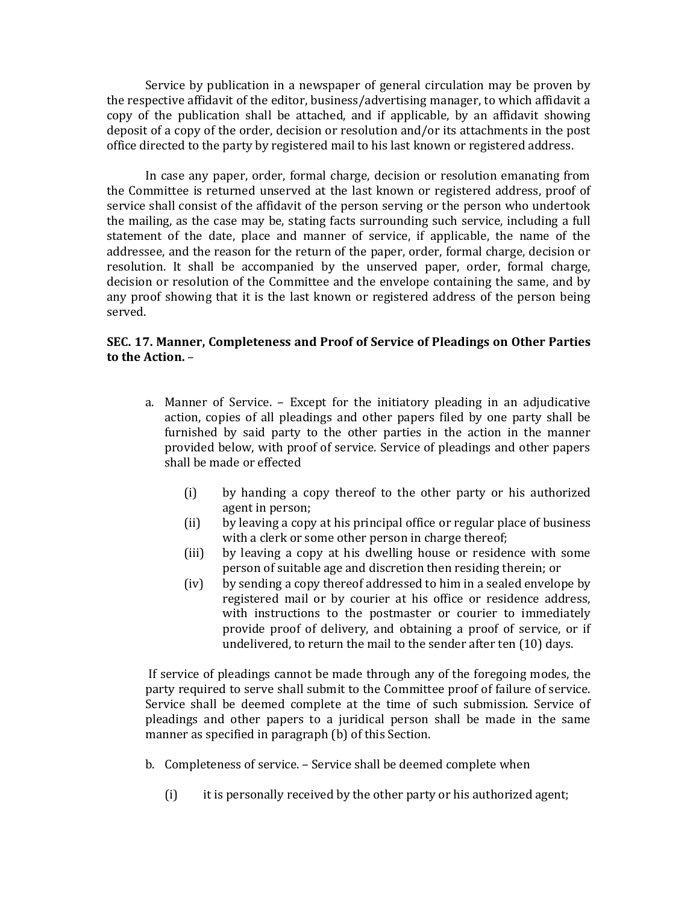Service by publication in a newspaper of general circulation may be proven by the respective affidavit of the editor, business/advertising manager, to which affidavit a copy of the publication shall be attached, and if applicable, by an affidavit showing deposit of a copy of the order, decision or resolution and/or its attachments in the post office directed to the party by registered mail to his last known or registered address.

In case any paper, order, formal charge, decision or resolution emanating from the Committee is returned unserved at the last known or registered address, proof of service shall consist of the affidavit of the person serving or the person who undertook the mailing, as the case may be, stating facts surrounding such service, including a full statement of the date, place and manner of service, if applicable, the name of the addressee, and the reason for the return of the paper, order, formal charge, decision or resolution. It shall be accompanied by the unserved paper, order, formal charge, decision or resolution of the Committee and the envelope containing the same, and by any proof showing that it is the last known or registered address of the person being served.

**SEC. 17. Manner, Completeness and Proof of Service of Pleadings on Other Parties to the Action.** –

a. Manner of Service. – Except for the initiatory pleading in an adjudicative action, copies of all pleadings and other papers filed by one party shall be furnished by said party to the other parties in the action in the manner provided below, with proof of service. Service of pleadings and other papers shall be made or effected

   (i) by handing a copy thereof to the other party or his authorized agent in person;
   
   (ii) by leaving a copy at his principal office or regular place of business with a clerk or some other person in charge thereof;
   
   (iii) by leaving a copy at his dwelling house or residence with some person of suitable age and discretion then residing therein; or
   
   (iv) by sending a copy thereof addressed to him in a sealed envelope by registered mail or by courier at his office or residence address, with instructions to the postmaster or courier to immediately provide proof of delivery, and obtaining a proof of service, or if undelivered, to return the mail to the sender after ten (10) days.

   If service of pleadings cannot be made through any of the foregoing modes, the party required to serve shall submit to the Committee proof of failure of service. Service shall be deemed complete at the time of such submission. Service of pleadings and other papers to a juridical person shall be made in the same manner as specified in paragraph (b) of this Section.

b. Completeness of service. – Service shall be deemed complete when

   (i) it is personally received by the other party or his authorized agent;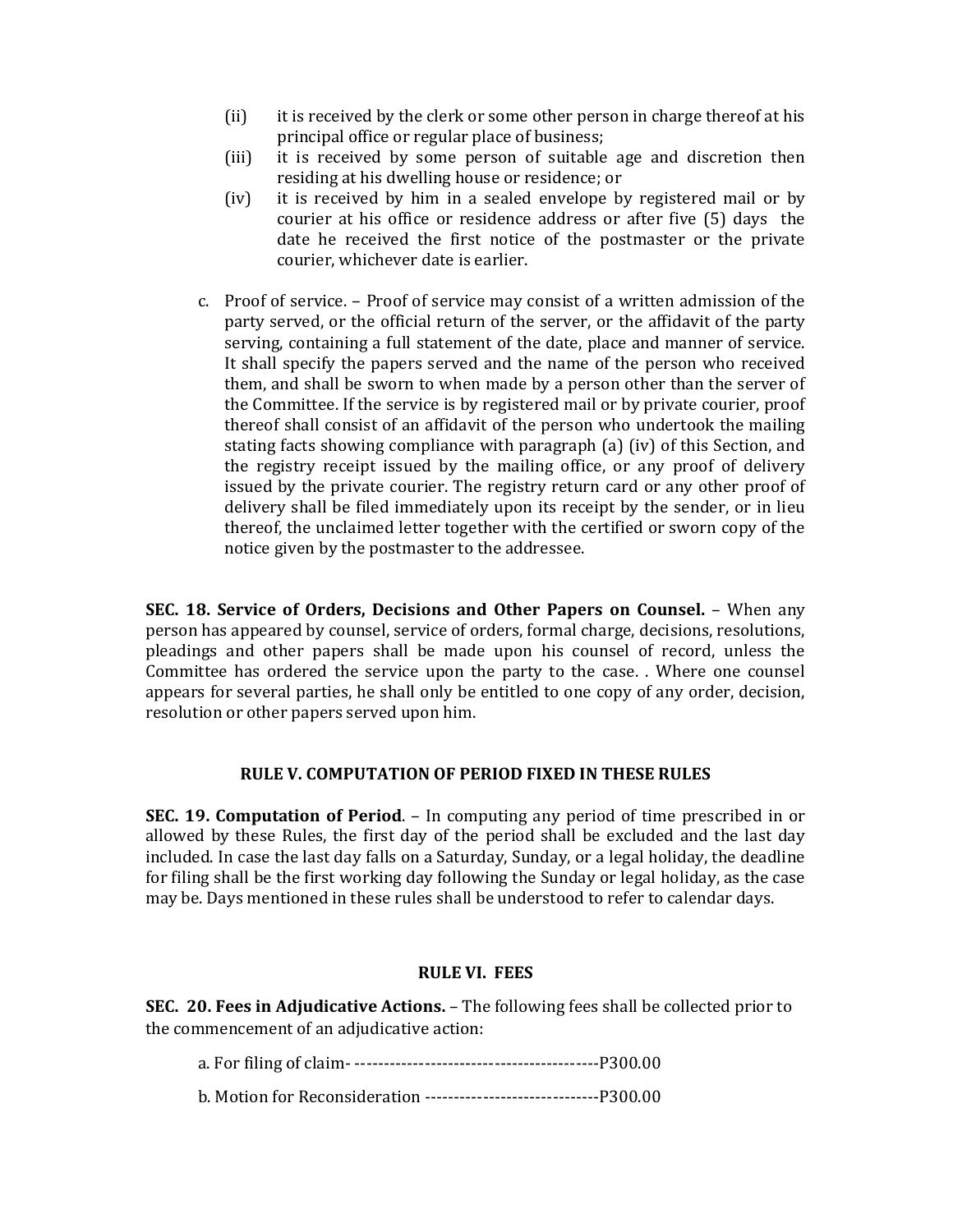(ii) it is received by the clerk or some other person in charge thereof at his principal office or regular place of business;

(iii) it is received by some person of suitable age and discretion then residing at his dwelling house or residence; or

(iv) it is received by him in a sealed envelope by registered mail or by courier at his office or residence address or after five (5) days the date he received the first notice of the postmaster or the private courier, whichever date is earlier.

c. Proof of service. – Proof of service may consist of a written admission of the party served, or the official return of the server, or the affidavit of the party serving, containing a full statement of the date, place and manner of service. It shall specify the papers served and the name of the person who received them, and shall be sworn to when made by a person other than the server of the Committee. If the service is by registered mail or by private courier, proof thereof shall consist of an affidavit of the person who undertook the mailing stating facts showing compliance with paragraph (a) (iv) of this Section, and the registry receipt issued by the mailing office, or any proof of delivery issued by the private courier. The registry return card or any other proof of delivery shall be filed immediately upon its receipt by the sender, or in lieu thereof, the unclaimed letter together with the certified or sworn copy of the notice given by the postmaster to the addressee.

**SEC. 18. Service of Orders, Decisions and Other Papers on Counsel.** – When any person has appeared by counsel, service of orders, formal charge, decisions, resolutions, pleadings and other papers shall be made upon his counsel of record, unless the Committee has ordered the service upon the party to the case. . Where one counsel appears for several parties, he shall only be entitled to one copy of any order, decision, resolution or other papers served upon him.

## RULE V. COMPUTATION OF PERIOD FIXED IN THESE RULES

**SEC. 19. Computation of Period**. – In computing any period of time prescribed in or allowed by these Rules, the first day of the period shall be excluded and the last day included. In case the last day falls on a Saturday, Sunday, or a legal holiday, the deadline for filing shall be the first working day following the Sunday or legal holiday, as the case may be. Days mentioned in these rules shall be understood to refer to calendar days.

## RULE VI. FEES

**SEC. 20. Fees in Adjudicative Actions.** – The following fees shall be collected prior to the commencement of an adjudicative action:

a. For filing of claim- ------------------------------------------P300.00

b. Motion for Reconsideration ------------------------------P300.00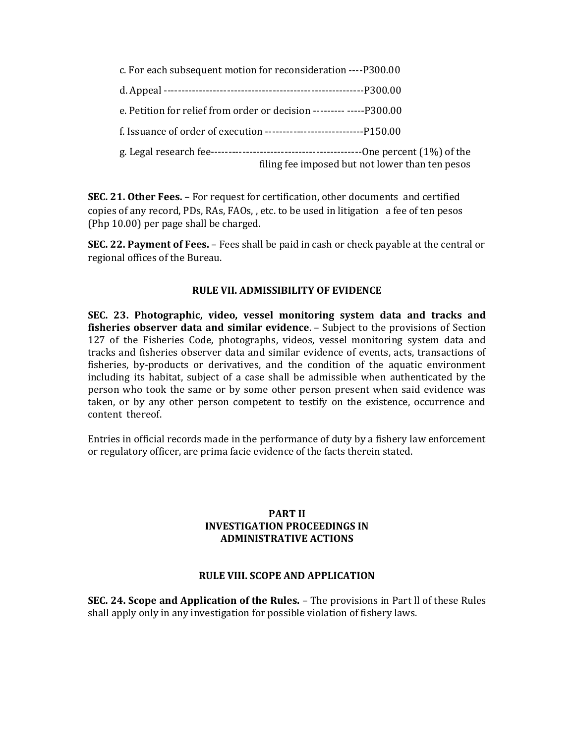c. For each subsequent motion for reconsideration ----P300.00

d. Appeal -------------------------------------------------------P300.00

e. Petition for relief from order or decision --------- -----P300.00

f. Issuance of order of execution ----------------------------P150.00

g. Legal research fee-------------------------------------------One percent (1%) of the filing fee imposed but not lower than ten pesos

**SEC. 21. Other Fees.** – For request for certification, other documents and certified copies of any record, PDs, RAs, FAOs, , etc. to be used in litigation a fee of ten pesos (Php 10.00) per page shall be charged.

**SEC. 22. Payment of Fees.** – Fees shall be paid in cash or check payable at the central or regional offices of the Bureau.

### RULE VII. ADMISSIBILITY OF EVIDENCE

**SEC. 23. Photographic, video, vessel monitoring system data and tracks and fisheries observer data and similar evidence**. – Subject to the provisions of Section 127 of the Fisheries Code, photographs, videos, vessel monitoring system data and tracks and fisheries observer data and similar evidence of events, acts, transactions of fisheries, by-products or derivatives, and the condition of the aquatic environment including its habitat, subject of a case shall be admissible when authenticated by the person who took the same or by some other person present when said evidence was taken, or by any other person competent to testify on the existence, occurrence and content thereof.

Entries in official records made in the performance of duty by a fishery law enforcement or regulatory officer, are prima facie evidence of the facts therein stated.

## PART II
## INVESTIGATION PROCEEDINGS IN ADMINISTRATIVE ACTIONS

### RULE VIII. SCOPE AND APPLICATION

**SEC. 24. Scope and Application of the Rules.** – The provisions in Part ll of these Rules shall apply only in any investigation for possible violation of fishery laws.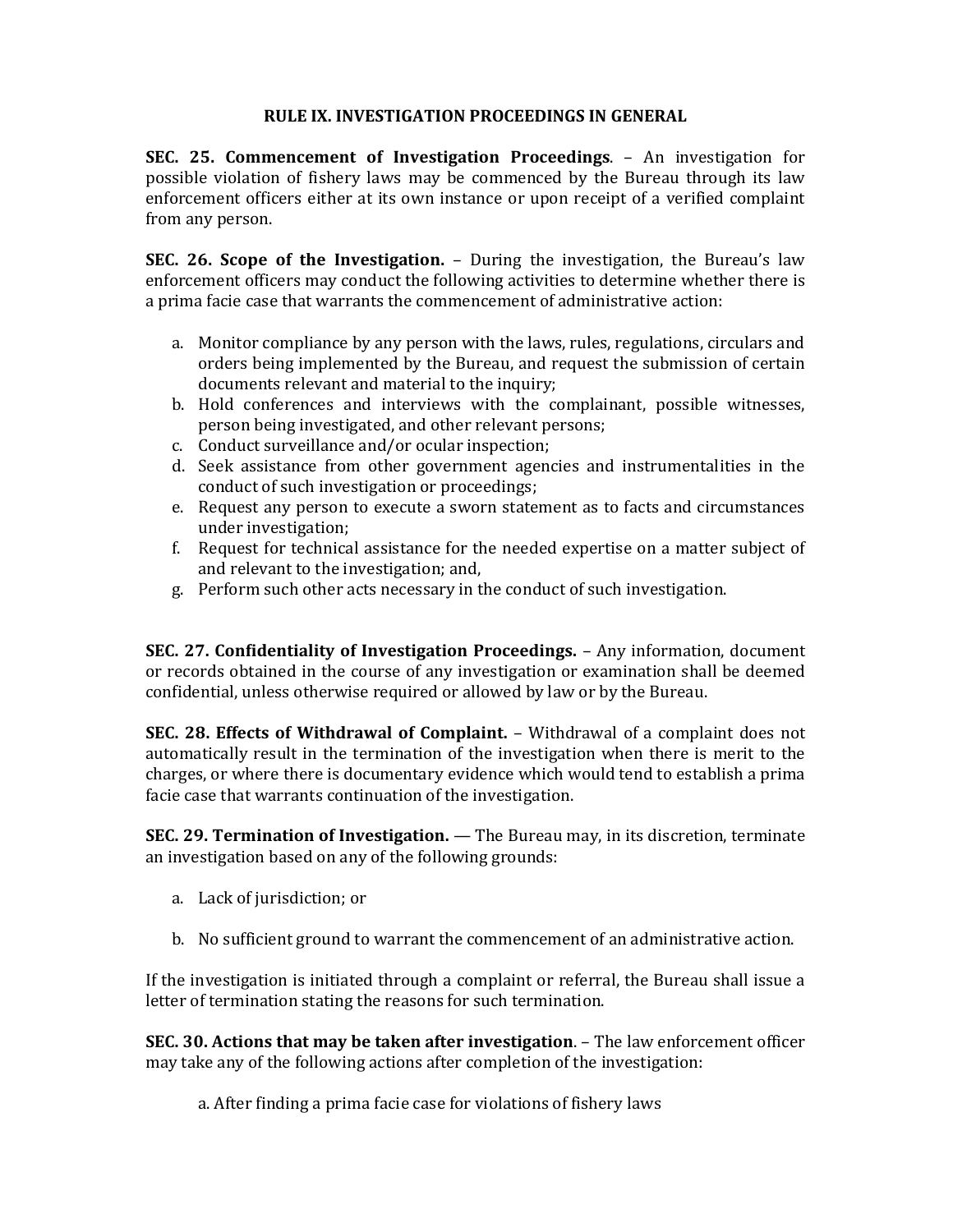## RULE IX. INVESTIGATION PROCEEDINGS IN GENERAL

**SEC. 25. Commencement of Investigation Proceedings**. – An investigation for possible violation of fishery laws may be commenced by the Bureau through its law enforcement officers either at its own instance or upon receipt of a verified complaint from any person.

**SEC. 26. Scope of the Investigation.** – During the investigation, the Bureau's law enforcement officers may conduct the following activities to determine whether there is a prima facie case that warrants the commencement of administrative action:

a. Monitor compliance by any person with the laws, rules, regulations, circulars and orders being implemented by the Bureau, and request the submission of certain documents relevant and material to the inquiry;
b. Hold conferences and interviews with the complainant, possible witnesses, person being investigated, and other relevant persons;
c. Conduct surveillance and/or ocular inspection;
d. Seek assistance from other government agencies and instrumentalities in the conduct of such investigation or proceedings;
e. Request any person to execute a sworn statement as to facts and circumstances under investigation;
f. Request for technical assistance for the needed expertise on a matter subject of and relevant to the investigation; and,
g. Perform such other acts necessary in the conduct of such investigation.

**SEC. 27. Confidentiality of Investigation Proceedings.** – Any information, document or records obtained in the course of any investigation or examination shall be deemed confidential, unless otherwise required or allowed by law or by the Bureau.

**SEC. 28. Effects of Withdrawal of Complaint.** – Withdrawal of a complaint does not automatically result in the termination of the investigation when there is merit to the charges, or where there is documentary evidence which would tend to establish a prima facie case that warrants continuation of the investigation.

**SEC. 29. Termination of Investigation.** — The Bureau may, in its discretion, terminate an investigation based on any of the following grounds:

a. Lack of jurisdiction; or

b. No sufficient ground to warrant the commencement of an administrative action.

If the investigation is initiated through a complaint or referral, the Bureau shall issue a letter of termination stating the reasons for such termination.

**SEC. 30. Actions that may be taken after investigation**. – The law enforcement officer may take any of the following actions after completion of the investigation:

a. After finding a prima facie case for violations of fishery laws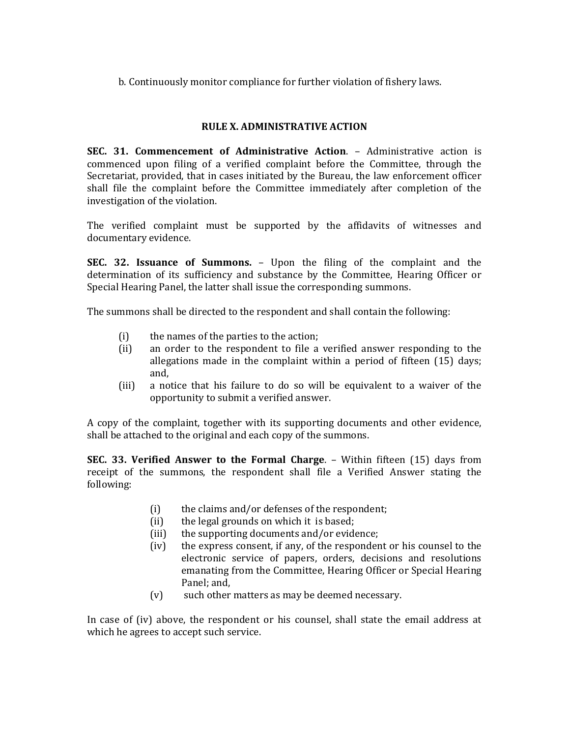b. Continuously monitor compliance for further violation of fishery laws.

## RULE X. ADMINISTRATIVE ACTION

**SEC. 31. Commencement of Administrative Action**. – Administrative action is commenced upon filing of a verified complaint before the Committee, through the Secretariat, provided, that in cases initiated by the Bureau, the law enforcement officer shall file the complaint before the Committee immediately after completion of the investigation of the violation.

The verified complaint must be supported by the affidavits of witnesses and documentary evidence.

**SEC. 32. Issuance of Summons.** – Upon the filing of the complaint and the determination of its sufficiency and substance by the Committee, Hearing Officer or Special Hearing Panel, the latter shall issue the corresponding summons.

The summons shall be directed to the respondent and shall contain the following:

(i) the names of the parties to the action;
(ii) an order to the respondent to file a verified answer responding to the allegations made in the complaint within a period of fifteen (15) days; and,
(iii) a notice that his failure to do so will be equivalent to a waiver of the opportunity to submit a verified answer.

A copy of the complaint, together with its supporting documents and other evidence, shall be attached to the original and each copy of the summons.

**SEC. 33. Verified Answer to the Formal Charge**. – Within fifteen (15) days from receipt of the summons, the respondent shall file a Verified Answer stating the following:

(i) the claims and/or defenses of the respondent;
(ii) the legal grounds on which it is based;
(iii) the supporting documents and/or evidence;
(iv) the express consent, if any, of the respondent or his counsel to the electronic service of papers, orders, decisions and resolutions emanating from the Committee, Hearing Officer or Special Hearing Panel; and,
(v) such other matters as may be deemed necessary.

In case of (iv) above, the respondent or his counsel, shall state the email address at which he agrees to accept such service.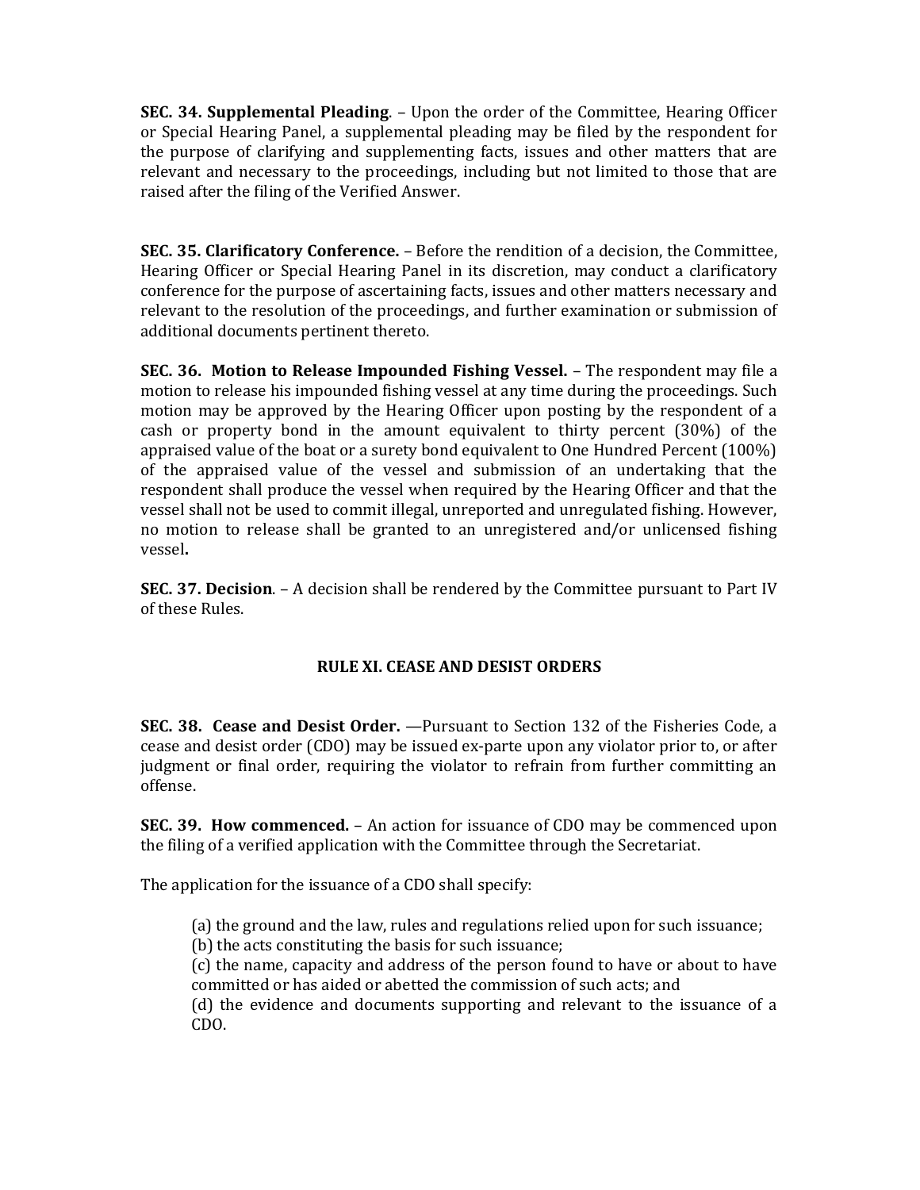**SEC. 34. Supplemental Pleading**. – Upon the order of the Committee, Hearing Officer or Special Hearing Panel, a supplemental pleading may be filed by the respondent for the purpose of clarifying and supplementing facts, issues and other matters that are relevant and necessary to the proceedings, including but not limited to those that are raised after the filing of the Verified Answer.

**SEC. 35. Clarificatory Conference.** – Before the rendition of a decision, the Committee, Hearing Officer or Special Hearing Panel in its discretion, may conduct a clarificatory conference for the purpose of ascertaining facts, issues and other matters necessary and relevant to the resolution of the proceedings, and further examination or submission of additional documents pertinent thereto.

**SEC. 36. Motion to Release Impounded Fishing Vessel.** – The respondent may file a motion to release his impounded fishing vessel at any time during the proceedings. Such motion may be approved by the Hearing Officer upon posting by the respondent of a cash or property bond in the amount equivalent to thirty percent (30%) of the appraised value of the boat or a surety bond equivalent to One Hundred Percent (100%) of the appraised value of the vessel and submission of an undertaking that the respondent shall produce the vessel when required by the Hearing Officer and that the vessel shall not be used to commit illegal, unreported and unregulated fishing. However, no motion to release shall be granted to an unregistered and/or unlicensed fishing vessel**.**

**SEC. 37. Decision**. – A decision shall be rendered by the Committee pursuant to Part IV of these Rules.

## RULE XI. CEASE AND DESIST ORDERS

**SEC. 38. Cease and Desist Order.** —Pursuant to Section 132 of the Fisheries Code, a cease and desist order (CDO) may be issued ex-parte upon any violator prior to, or after judgment or final order, requiring the violator to refrain from further committing an offense.

**SEC. 39. How commenced.** – An action for issuance of CDO may be commenced upon the filing of a verified application with the Committee through the Secretariat.

The application for the issuance of a CDO shall specify:

(a) the ground and the law, rules and regulations relied upon for such issuance;
(b) the acts constituting the basis for such issuance;
(c) the name, capacity and address of the person found to have or about to have committed or has aided or abetted the commission of such acts; and
(d) the evidence and documents supporting and relevant to the issuance of a CDO.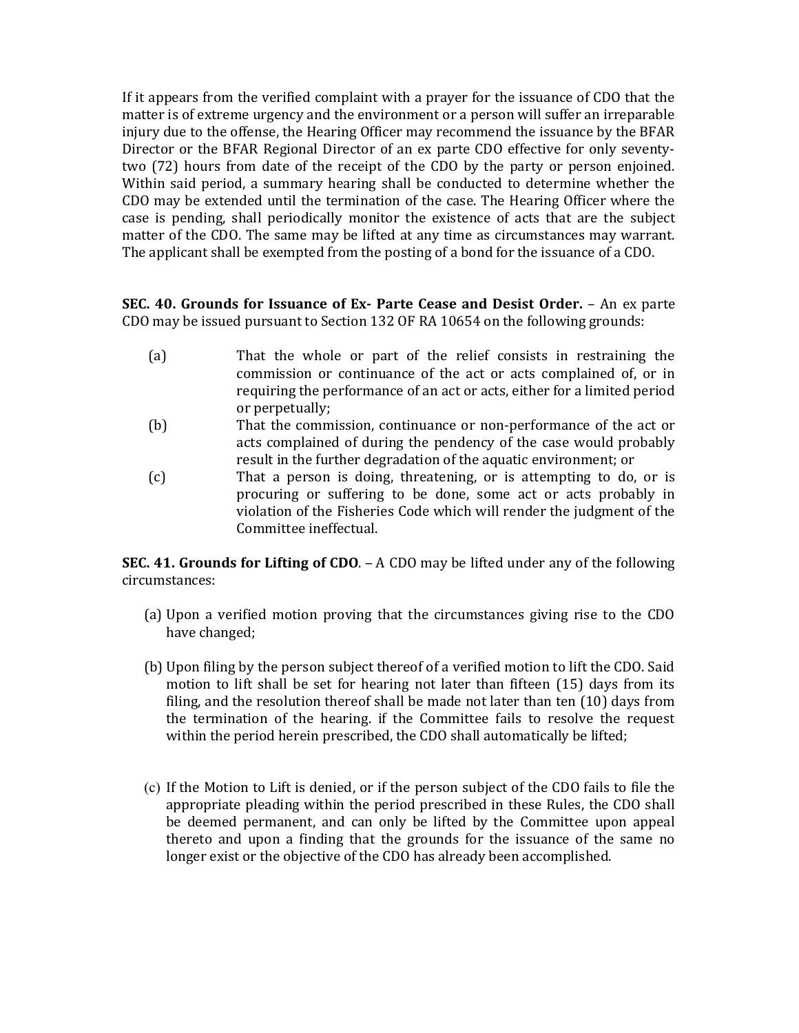If it appears from the verified complaint with a prayer for the issuance of CDO that the matter is of extreme urgency and the environment or a person will suffer an irreparable injury due to the offense, the Hearing Officer may recommend the issuance by the BFAR Director or the BFAR Regional Director of an ex parte CDO effective for only seventy-two (72) hours from date of the receipt of the CDO by the party or person enjoined. Within said period, a summary hearing shall be conducted to determine whether the CDO may be extended until the termination of the case. The Hearing Officer where the case is pending, shall periodically monitor the existence of acts that are the subject matter of the CDO. The same may be lifted at any time as circumstances may warrant. The applicant shall be exempted from the posting of a bond for the issuance of a CDO.

**SEC. 40. Grounds for Issuance of Ex- Parte Cease and Desist Order.** – An ex parte CDO may be issued pursuant to Section 132 OF RA 10654 on the following grounds:

(a) That the whole or part of the relief consists in restraining the commission or continuance of the act or acts complained of, or in requiring the performance of an act or acts, either for a limited period or perpetually;

(b) That the commission, continuance or non-performance of the act or acts complained of during the pendency of the case would probably result in the further degradation of the aquatic environment; or

(c) That a person is doing, threatening, or is attempting to do, or is procuring or suffering to be done, some act or acts probably in violation of the Fisheries Code which will render the judgment of the Committee ineffectual.

**SEC. 41. Grounds for Lifting of CDO**. – A CDO may be lifted under any of the following circumstances:

(a) Upon a verified motion proving that the circumstances giving rise to the CDO have changed;

(b) Upon filing by the person subject thereof of a verified motion to lift the CDO. Said motion to lift shall be set for hearing not later than fifteen (15) days from its filing, and the resolution thereof shall be made not later than ten (10) days from the termination of the hearing. if the Committee fails to resolve the request within the period herein prescribed, the CDO shall automatically be lifted;

(c) If the Motion to Lift is denied, or if the person subject of the CDO fails to file the appropriate pleading within the period prescribed in these Rules, the CDO shall be deemed permanent, and can only be lifted by the Committee upon appeal thereto and upon a finding that the grounds for the issuance of the same no longer exist or the objective of the CDO has already been accomplished.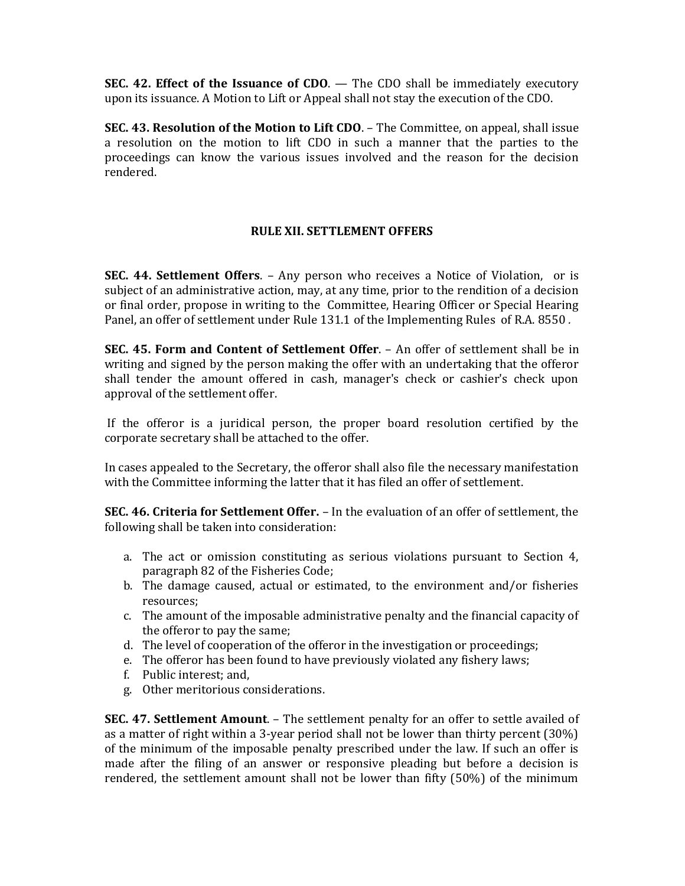**SEC. 42. Effect of the Issuance of CDO**. — The CDO shall be immediately executory upon its issuance. A Motion to Lift or Appeal shall not stay the execution of the CDO.

**SEC. 43. Resolution of the Motion to Lift CDO**. – The Committee, on appeal, shall issue a resolution on the motion to lift CDO in such a manner that the parties to the proceedings can know the various issues involved and the reason for the decision rendered.

## RULE XII. SETTLEMENT OFFERS

**SEC. 44. Settlement Offers**. – Any person who receives a Notice of Violation, or is subject of an administrative action, may, at any time, prior to the rendition of a decision or final order, propose in writing to the Committee, Hearing Officer or Special Hearing Panel, an offer of settlement under Rule 131.1 of the Implementing Rules of R.A. 8550 .

**SEC. 45. Form and Content of Settlement Offer**. – An offer of settlement shall be in writing and signed by the person making the offer with an undertaking that the offeror shall tender the amount offered in cash, manager's check or cashier's check upon approval of the settlement offer.

If the offeror is a juridical person, the proper board resolution certified by the corporate secretary shall be attached to the offer.

In cases appealed to the Secretary, the offeror shall also file the necessary manifestation with the Committee informing the latter that it has filed an offer of settlement.

**SEC. 46. Criteria for Settlement Offer.** – In the evaluation of an offer of settlement, the following shall be taken into consideration:

a. The act or omission constituting as serious violations pursuant to Section 4, paragraph 82 of the Fisheries Code;
b. The damage caused, actual or estimated, to the environment and/or fisheries resources;
c. The amount of the imposable administrative penalty and the financial capacity of the offeror to pay the same;
d. The level of cooperation of the offeror in the investigation or proceedings;
e. The offeror has been found to have previously violated any fishery laws;
f. Public interest; and,
g. Other meritorious considerations.

**SEC. 47. Settlement Amount**. – The settlement penalty for an offer to settle availed of as a matter of right within a 3-year period shall not be lower than thirty percent (30%) of the minimum of the imposable penalty prescribed under the law. If such an offer is made after the filing of an answer or responsive pleading but before a decision is rendered, the settlement amount shall not be lower than fifty (50%) of the minimum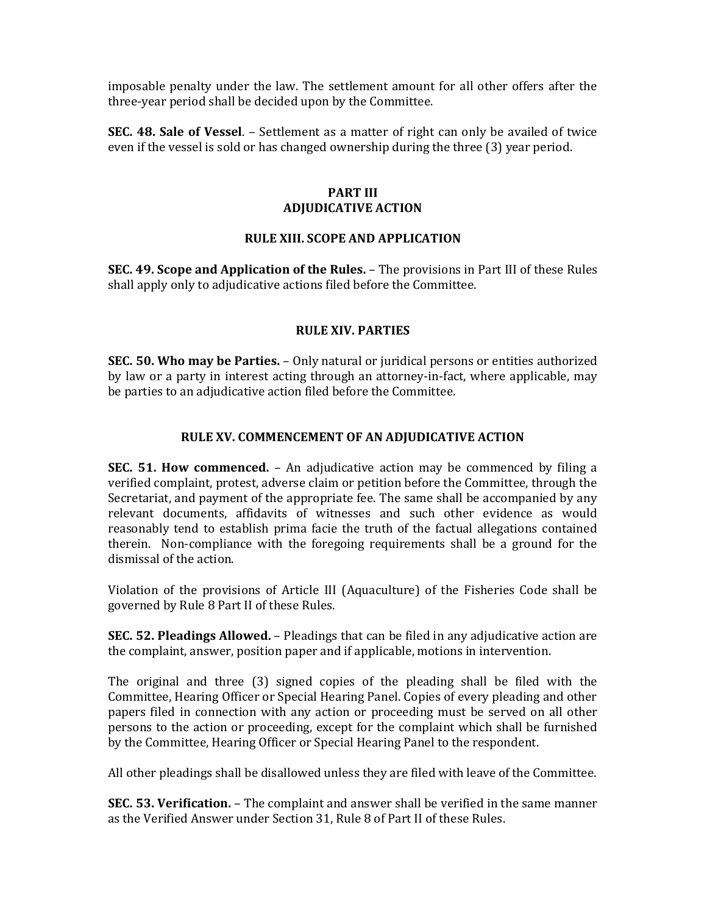imposable penalty under the law. The settlement amount for all other offers after the three-year period shall be decided upon by the Committee.

**SEC. 48. Sale of Vessel**. – Settlement as a matter of right can only be availed of twice even if the vessel is sold or has changed ownership during the three (3) year period.

## PART III
## ADJUDICATIVE ACTION

### RULE XIII. SCOPE AND APPLICATION

**SEC. 49. Scope and Application of the Rules.** – The provisions in Part III of these Rules shall apply only to adjudicative actions filed before the Committee.

### RULE XIV. PARTIES

**SEC. 50. Who may be Parties.** – Only natural or juridical persons or entities authorized by law or a party in interest acting through an attorney-in-fact, where applicable, may be parties to an adjudicative action filed before the Committee.

### RULE XV. COMMENCEMENT OF AN ADJUDICATIVE ACTION

**SEC. 51. How commenced.** – An adjudicative action may be commenced by filing a verified complaint, protest, adverse claim or petition before the Committee, through the Secretariat, and payment of the appropriate fee. The same shall be accompanied by any relevant documents, affidavits of witnesses and such other evidence as would reasonably tend to establish prima facie the truth of the factual allegations contained therein. Non-compliance with the foregoing requirements shall be a ground for the dismissal of the action.

Violation of the provisions of Article III (Aquaculture) of the Fisheries Code shall be governed by Rule 8 Part II of these Rules.

**SEC. 52. Pleadings Allowed.** – Pleadings that can be filed in any adjudicative action are the complaint, answer, position paper and if applicable, motions in intervention.

The original and three (3) signed copies of the pleading shall be filed with the Committee, Hearing Officer or Special Hearing Panel. Copies of every pleading and other papers filed in connection with any action or proceeding must be served on all other persons to the action or proceeding, except for the complaint which shall be furnished by the Committee, Hearing Officer or Special Hearing Panel to the respondent.

All other pleadings shall be disallowed unless they are filed with leave of the Committee.

**SEC. 53. Verification.** – The complaint and answer shall be verified in the same manner as the Verified Answer under Section 31, Rule 8 of Part II of these Rules.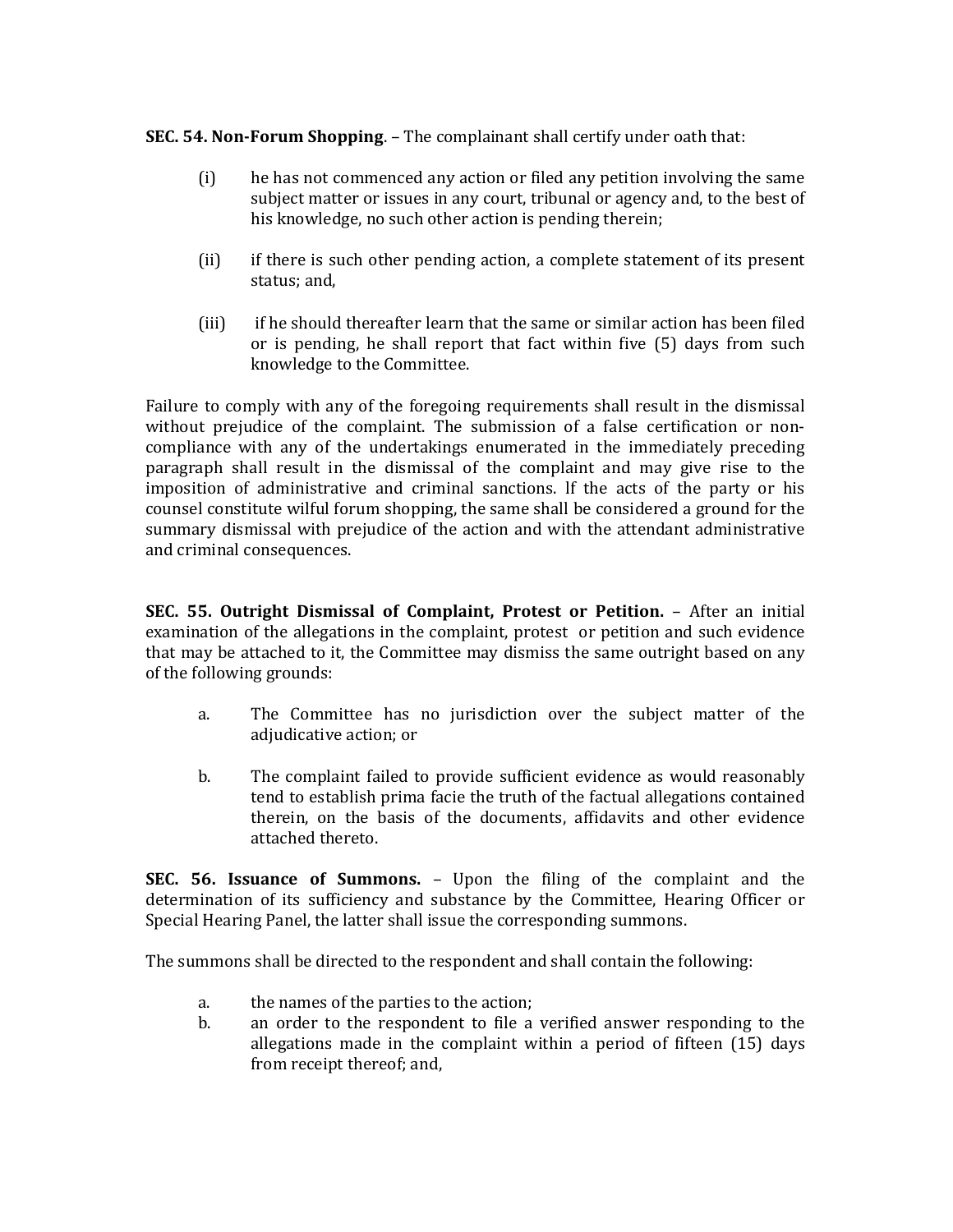**SEC. 54. Non-Forum Shopping**. – The complainant shall certify under oath that:

(i) he has not commenced any action or filed any petition involving the same subject matter or issues in any court, tribunal or agency and, to the best of his knowledge, no such other action is pending therein;

(ii) if there is such other pending action, a complete statement of its present status; and,

(iii) if he should thereafter learn that the same or similar action has been filed or is pending, he shall report that fact within five (5) days from such knowledge to the Committee.

Failure to comply with any of the foregoing requirements shall result in the dismissal without prejudice of the complaint. The submission of a false certification or non-compliance with any of the undertakings enumerated in the immediately preceding paragraph shall result in the dismissal of the complaint and may give rise to the imposition of administrative and criminal sanctions. If the acts of the party or his counsel constitute wilful forum shopping, the same shall be considered a ground for the summary dismissal with prejudice of the action and with the attendant administrative and criminal consequences.

**SEC. 55. Outright Dismissal of Complaint, Protest or Petition.** – After an initial examination of the allegations in the complaint, protest or petition and such evidence that may be attached to it, the Committee may dismiss the same outright based on any of the following grounds:

a. The Committee has no jurisdiction over the subject matter of the adjudicative action; or

b. The complaint failed to provide sufficient evidence as would reasonably tend to establish prima facie the truth of the factual allegations contained therein, on the basis of the documents, affidavits and other evidence attached thereto.

**SEC. 56. Issuance of Summons.** – Upon the filing of the complaint and the determination of its sufficiency and substance by the Committee, Hearing Officer or Special Hearing Panel, the latter shall issue the corresponding summons.

The summons shall be directed to the respondent and shall contain the following:

a. the names of the parties to the action;
b. an order to the respondent to file a verified answer responding to the allegations made in the complaint within a period of fifteen (15) days from receipt thereof; and,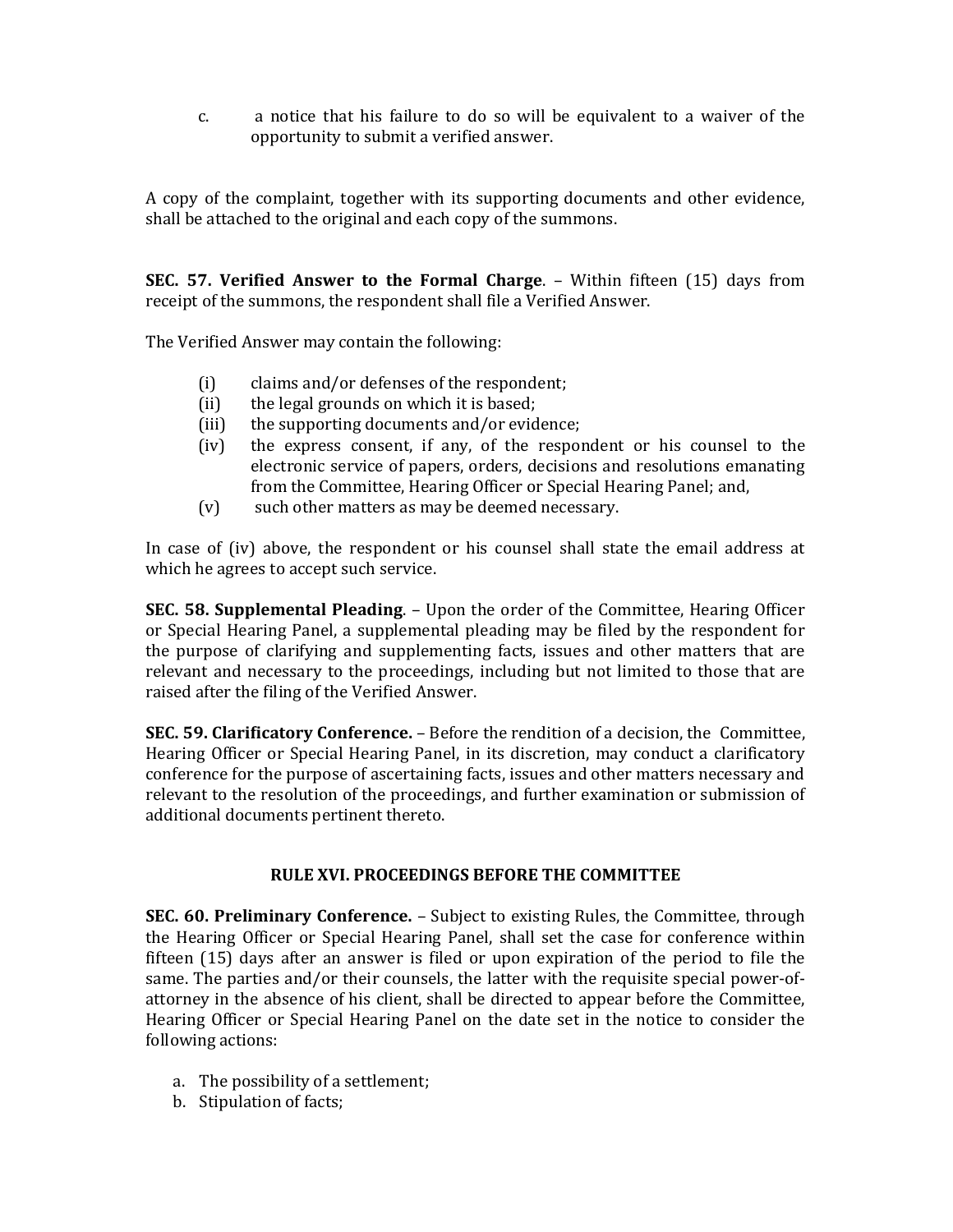c. a notice that his failure to do so will be equivalent to a waiver of the opportunity to submit a verified answer.

A copy of the complaint, together with its supporting documents and other evidence, shall be attached to the original and each copy of the summons.

**SEC. 57. Verified Answer to the Formal Charge**. – Within fifteen (15) days from receipt of the summons, the respondent shall file a Verified Answer.

The Verified Answer may contain the following:

(i) claims and/or defenses of the respondent;
(ii) the legal grounds on which it is based;
(iii) the supporting documents and/or evidence;
(iv) the express consent, if any, of the respondent or his counsel to the electronic service of papers, orders, decisions and resolutions emanating from the Committee, Hearing Officer or Special Hearing Panel; and,
(v) such other matters as may be deemed necessary.

In case of (iv) above, the respondent or his counsel shall state the email address at which he agrees to accept such service.

**SEC. 58. Supplemental Pleading**. – Upon the order of the Committee, Hearing Officer or Special Hearing Panel, a supplemental pleading may be filed by the respondent for the purpose of clarifying and supplementing facts, issues and other matters that are relevant and necessary to the proceedings, including but not limited to those that are raised after the filing of the Verified Answer.

**SEC. 59. Clarificatory Conference.** – Before the rendition of a decision, the Committee, Hearing Officer or Special Hearing Panel, in its discretion, may conduct a clarificatory conference for the purpose of ascertaining facts, issues and other matters necessary and relevant to the resolution of the proceedings, and further examination or submission of additional documents pertinent thereto.

## RULE XVI. PROCEEDINGS BEFORE THE COMMITTEE

**SEC. 60. Preliminary Conference.** – Subject to existing Rules, the Committee, through the Hearing Officer or Special Hearing Panel, shall set the case for conference within fifteen (15) days after an answer is filed or upon expiration of the period to file the same. The parties and/or their counsels, the latter with the requisite special power-of-attorney in the absence of his client, shall be directed to appear before the Committee, Hearing Officer or Special Hearing Panel on the date set in the notice to consider the following actions:

a. The possibility of a settlement;
b. Stipulation of facts;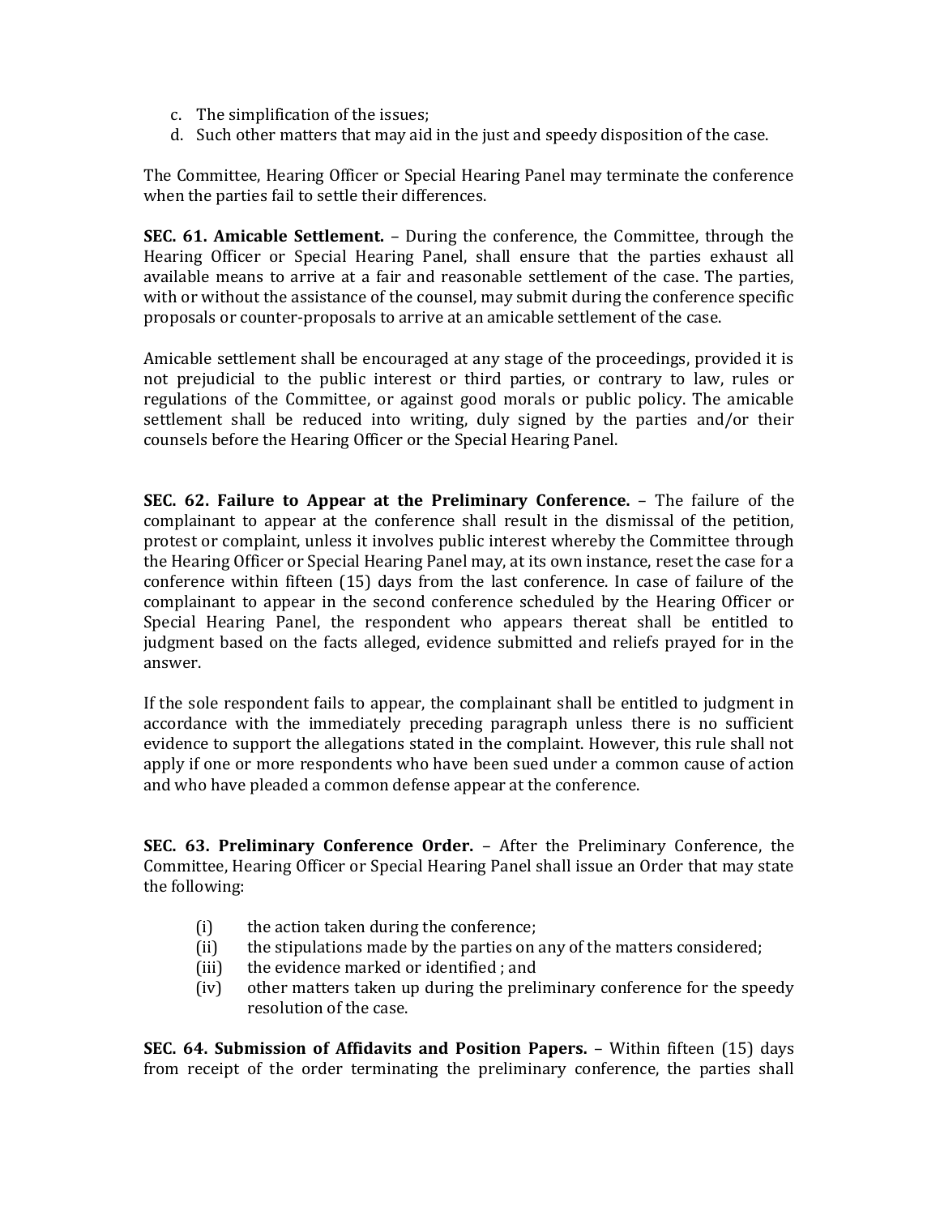c. The simplification of the issues;
d. Such other matters that may aid in the just and speedy disposition of the case.

The Committee, Hearing Officer or Special Hearing Panel may terminate the conference when the parties fail to settle their differences.

**SEC. 61. Amicable Settlement.** – During the conference, the Committee, through the Hearing Officer or Special Hearing Panel, shall ensure that the parties exhaust all available means to arrive at a fair and reasonable settlement of the case. The parties, with or without the assistance of the counsel, may submit during the conference specific proposals or counter-proposals to arrive at an amicable settlement of the case.

Amicable settlement shall be encouraged at any stage of the proceedings, provided it is not prejudicial to the public interest or third parties, or contrary to law, rules or regulations of the Committee, or against good morals or public policy. The amicable settlement shall be reduced into writing, duly signed by the parties and/or their counsels before the Hearing Officer or the Special Hearing Panel.

**SEC. 62. Failure to Appear at the Preliminary Conference.** – The failure of the complainant to appear at the conference shall result in the dismissal of the petition, protest or complaint, unless it involves public interest whereby the Committee through the Hearing Officer or Special Hearing Panel may, at its own instance, reset the case for a conference within fifteen (15) days from the last conference. In case of failure of the complainant to appear in the second conference scheduled by the Hearing Officer or Special Hearing Panel, the respondent who appears thereat shall be entitled to judgment based on the facts alleged, evidence submitted and reliefs prayed for in the answer.

If the sole respondent fails to appear, the complainant shall be entitled to judgment in accordance with the immediately preceding paragraph unless there is no sufficient evidence to support the allegations stated in the complaint. However, this rule shall not apply if one or more respondents who have been sued under a common cause of action and who have pleaded a common defense appear at the conference.

**SEC. 63. Preliminary Conference Order.** – After the Preliminary Conference, the Committee, Hearing Officer or Special Hearing Panel shall issue an Order that may state the following:

(i) the action taken during the conference;
(ii) the stipulations made by the parties on any of the matters considered;
(iii) the evidence marked or identified ; and
(iv) other matters taken up during the preliminary conference for the speedy resolution of the case.

**SEC. 64. Submission of Affidavits and Position Papers.** – Within fifteen (15) days from receipt of the order terminating the preliminary conference, the parties shall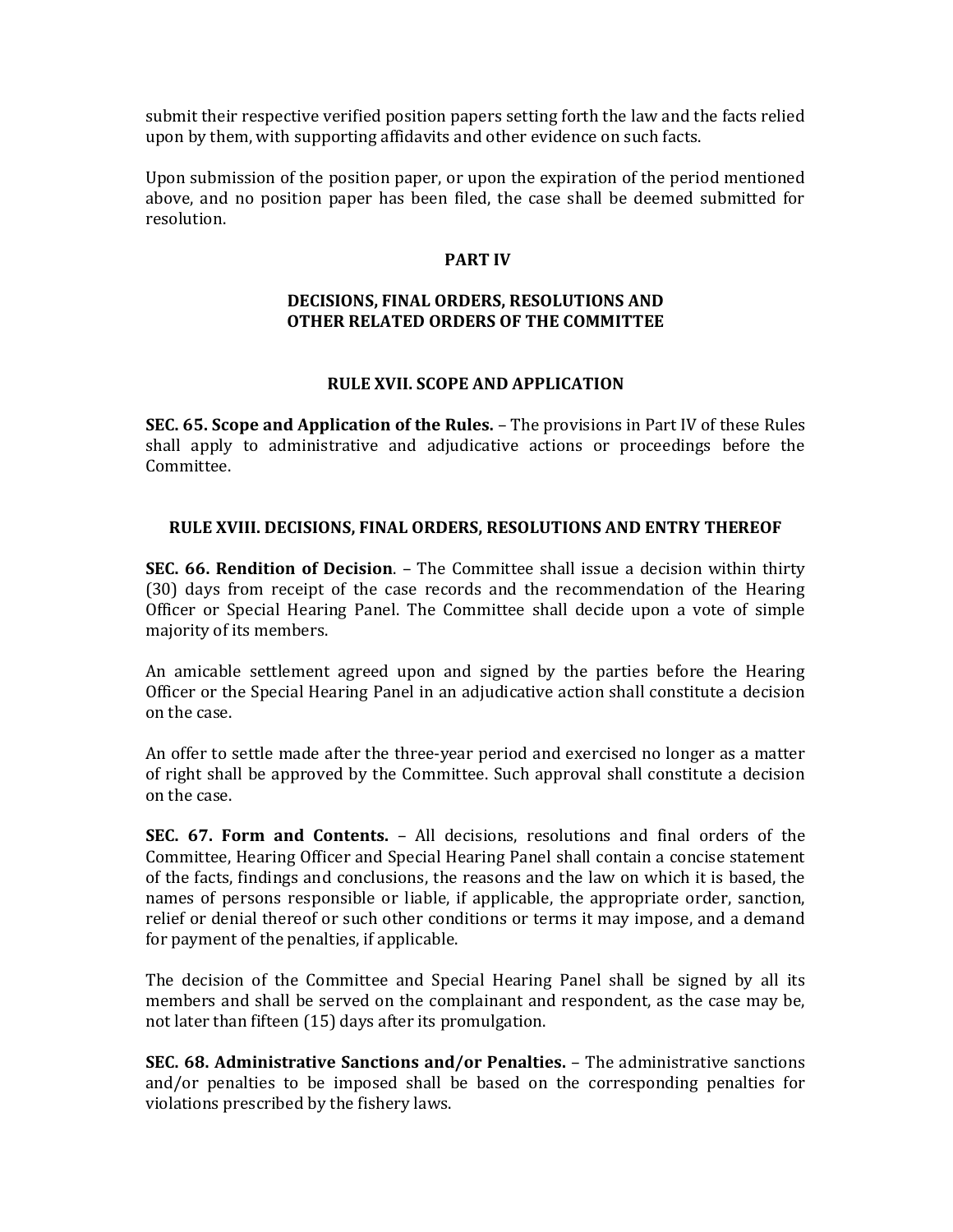submit their respective verified position papers setting forth the law and the facts relied upon by them, with supporting affidavits and other evidence on such facts.

Upon submission of the position paper, or upon the expiration of the period mentioned above, and no position paper has been filed, the case shall be deemed submitted for resolution.

## PART IV

## DECISIONS, FINAL ORDERS, RESOLUTIONS AND OTHER RELATED ORDERS OF THE COMMITTEE

### RULE XVII. SCOPE AND APPLICATION

**SEC. 65. Scope and Application of the Rules.** – The provisions in Part IV of these Rules shall apply to administrative and adjudicative actions or proceedings before the Committee.

### RULE XVIII. DECISIONS, FINAL ORDERS, RESOLUTIONS AND ENTRY THEREOF

**SEC. 66. Rendition of Decision**. – The Committee shall issue a decision within thirty (30) days from receipt of the case records and the recommendation of the Hearing Officer or Special Hearing Panel. The Committee shall decide upon a vote of simple majority of its members.

An amicable settlement agreed upon and signed by the parties before the Hearing Officer or the Special Hearing Panel in an adjudicative action shall constitute a decision on the case.

An offer to settle made after the three-year period and exercised no longer as a matter of right shall be approved by the Committee. Such approval shall constitute a decision on the case.

**SEC. 67. Form and Contents.** – All decisions, resolutions and final orders of the Committee, Hearing Officer and Special Hearing Panel shall contain a concise statement of the facts, findings and conclusions, the reasons and the law on which it is based, the names of persons responsible or liable, if applicable, the appropriate order, sanction, relief or denial thereof or such other conditions or terms it may impose, and a demand for payment of the penalties, if applicable.

The decision of the Committee and Special Hearing Panel shall be signed by all its members and shall be served on the complainant and respondent, as the case may be, not later than fifteen (15) days after its promulgation.

**SEC. 68. Administrative Sanctions and/or Penalties.** – The administrative sanctions and/or penalties to be imposed shall be based on the corresponding penalties for violations prescribed by the fishery laws.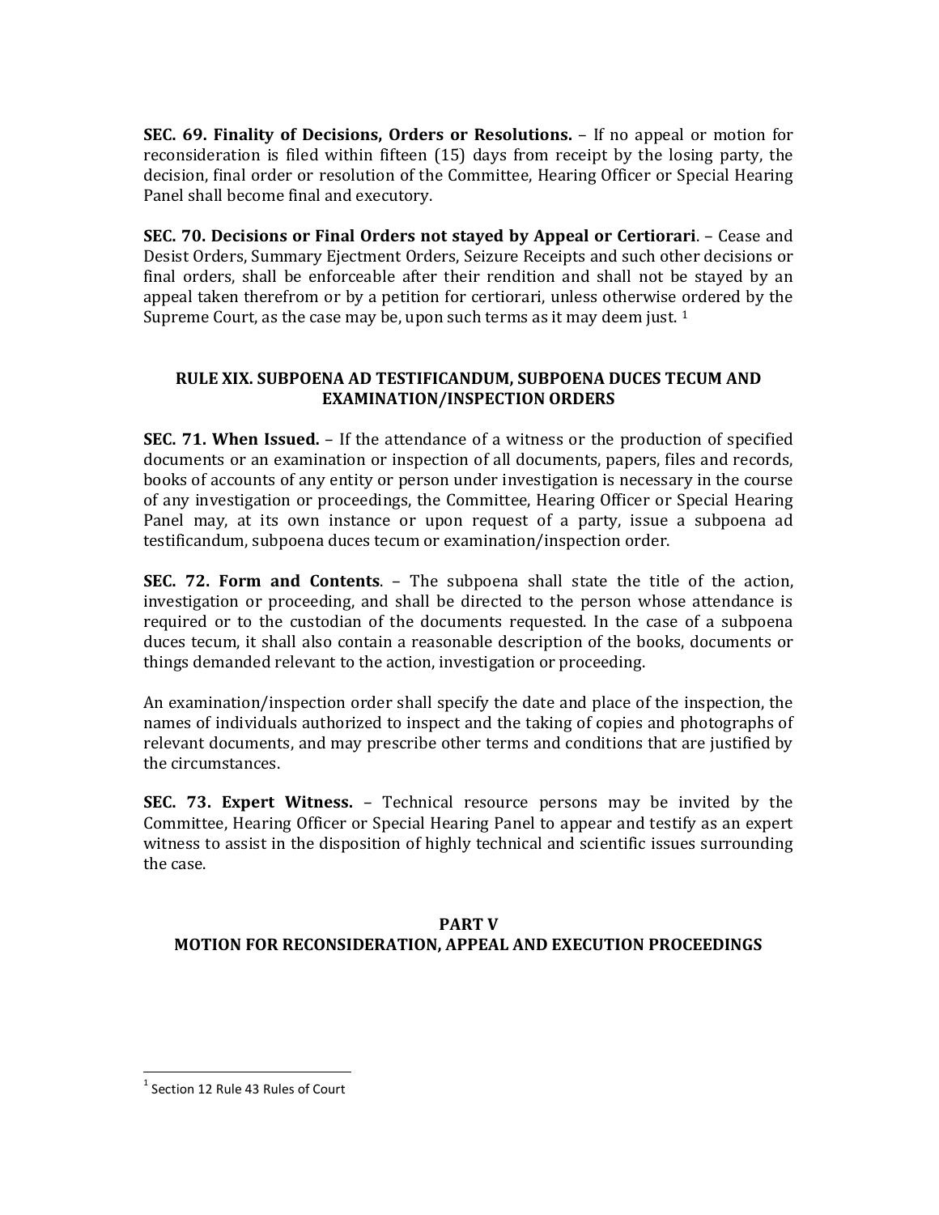**SEC. 69. Finality of Decisions, Orders or Resolutions.** – If no appeal or motion for reconsideration is filed within fifteen (15) days from receipt by the losing party, the decision, final order or resolution of the Committee, Hearing Officer or Special Hearing Panel shall become final and executory.

**SEC. 70. Decisions or Final Orders not stayed by Appeal or Certiorari**. – Cease and Desist Orders, Summary Ejectment Orders, Seizure Receipts and such other decisions or final orders, shall be enforceable after their rendition and shall not be stayed by an appeal taken therefrom or by a petition for certiorari, unless otherwise ordered by the Supreme Court, as the case may be, upon such terms as it may deem just. [1]

## RULE XIX. SUBPOENA AD TESTIFICANDUM, SUBPOENA DUCES TECUM AND EXAMINATION/INSPECTION ORDERS

**SEC. 71. When Issued.** – If the attendance of a witness or the production of specified documents or an examination or inspection of all documents, papers, files and records, books of accounts of any entity or person under investigation is necessary in the course of any investigation or proceedings, the Committee, Hearing Officer or Special Hearing Panel may, at its own instance or upon request of a party, issue a subpoena ad testificandum, subpoena duces tecum or examination/inspection order.

**SEC. 72. Form and Contents**. – The subpoena shall state the title of the action, investigation or proceeding, and shall be directed to the person whose attendance is required or to the custodian of the documents requested. In the case of a subpoena duces tecum, it shall also contain a reasonable description of the books, documents or things demanded relevant to the action, investigation or proceeding.

An examination/inspection order shall specify the date and place of the inspection, the names of individuals authorized to inspect and the taking of copies and photographs of relevant documents, and may prescribe other terms and conditions that are justified by the circumstances.

**SEC. 73. Expert Witness.** – Technical resource persons may be invited by the Committee, Hearing Officer or Special Hearing Panel to appear and testify as an expert witness to assist in the disposition of highly technical and scientific issues surrounding the case.

## PART V
## MOTION FOR RECONSIDERATION, APPEAL AND EXECUTION PROCEEDINGS

[1] Section 12 Rule 43 Rules of Court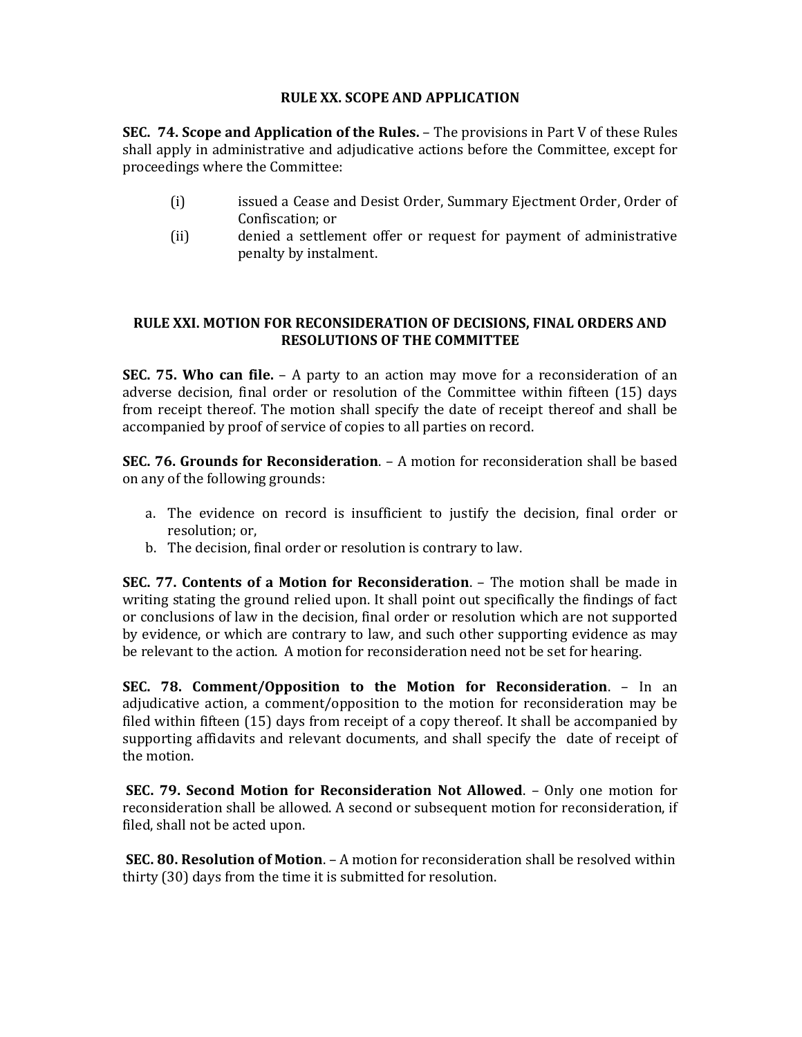## RULE XX. SCOPE AND APPLICATION

**SEC. 74. Scope and Application of the Rules.** – The provisions in Part V of these Rules shall apply in administrative and adjudicative actions before the Committee, except for proceedings where the Committee:

(i) issued a Cease and Desist Order, Summary Ejectment Order, Order of Confiscation; or

(ii) denied a settlement offer or request for payment of administrative penalty by instalment.

## RULE XXI. MOTION FOR RECONSIDERATION OF DECISIONS, FINAL ORDERS AND RESOLUTIONS OF THE COMMITTEE

**SEC. 75. Who can file.** – A party to an action may move for a reconsideration of an adverse decision, final order or resolution of the Committee within fifteen (15) days from receipt thereof. The motion shall specify the date of receipt thereof and shall be accompanied by proof of service of copies to all parties on record.

**SEC. 76. Grounds for Reconsideration**. – A motion for reconsideration shall be based on any of the following grounds:

a. The evidence on record is insufficient to justify the decision, final order or resolution; or,
b. The decision, final order or resolution is contrary to law.

**SEC. 77. Contents of a Motion for Reconsideration**. – The motion shall be made in writing stating the ground relied upon. It shall point out specifically the findings of fact or conclusions of law in the decision, final order or resolution which are not supported by evidence, or which are contrary to law, and such other supporting evidence as may be relevant to the action. A motion for reconsideration need not be set for hearing.

**SEC. 78. Comment/Opposition to the Motion for Reconsideration**. – In an adjudicative action, a comment/opposition to the motion for reconsideration may be filed within fifteen (15) days from receipt of a copy thereof. It shall be accompanied by supporting affidavits and relevant documents, and shall specify the date of receipt of the motion.

**SEC. 79. Second Motion for Reconsideration Not Allowed**. – Only one motion for reconsideration shall be allowed. A second or subsequent motion for reconsideration, if filed, shall not be acted upon.

**SEC. 80. Resolution of Motion**. – A motion for reconsideration shall be resolved within thirty (30) days from the time it is submitted for resolution.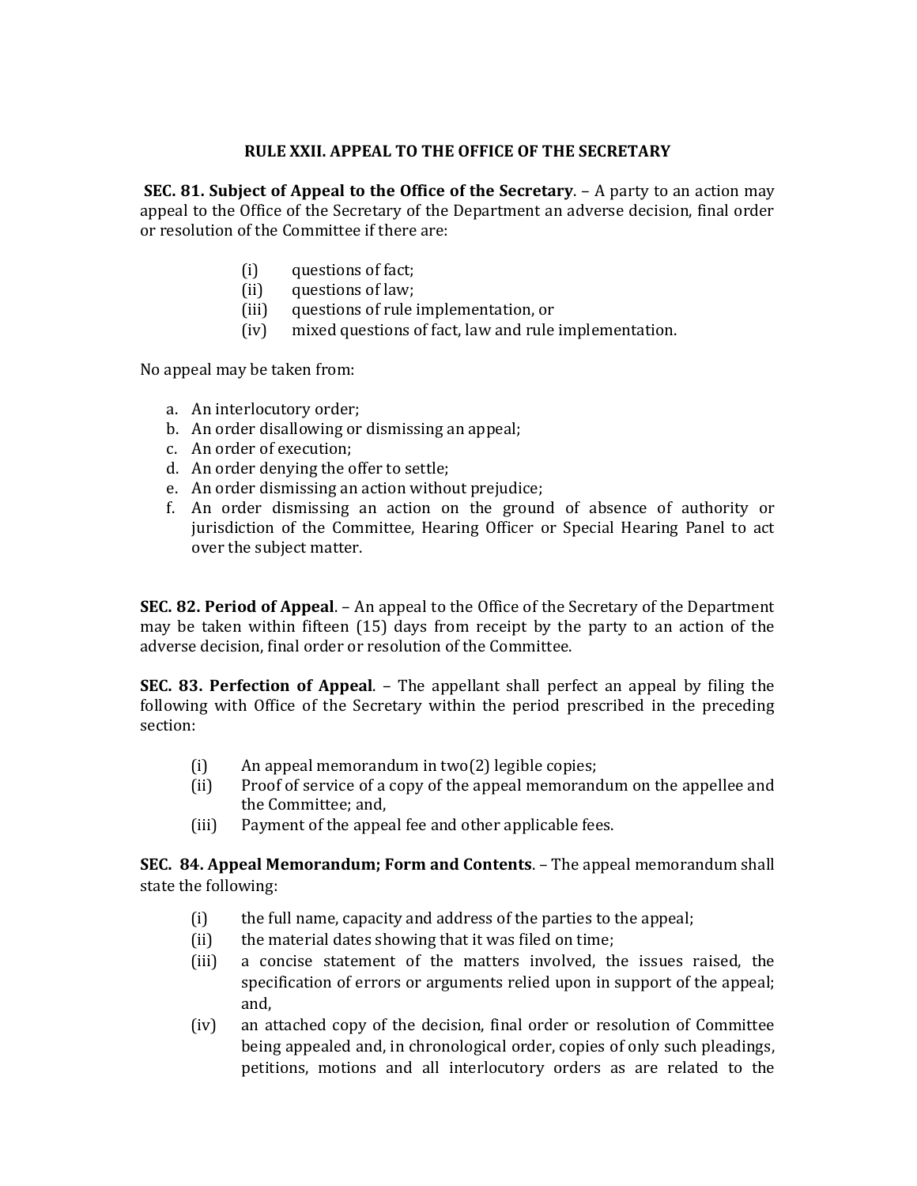## RULE XXII. APPEAL TO THE OFFICE OF THE SECRETARY

**SEC. 81. Subject of Appeal to the Office of the Secretary**. – A party to an action may appeal to the Office of the Secretary of the Department an adverse decision, final order or resolution of the Committee if there are:

(i) questions of fact;
(ii) questions of law;
(iii) questions of rule implementation, or
(iv) mixed questions of fact, law and rule implementation.

No appeal may be taken from:

a. An interlocutory order;
b. An order disallowing or dismissing an appeal;
c. An order of execution;
d. An order denying the offer to settle;
e. An order dismissing an action without prejudice;
f. An order dismissing an action on the ground of absence of authority or jurisdiction of the Committee, Hearing Officer or Special Hearing Panel to act over the subject matter.

**SEC. 82. Period of Appeal**. – An appeal to the Office of the Secretary of the Department may be taken within fifteen (15) days from receipt by the party to an action of the adverse decision, final order or resolution of the Committee.

**SEC. 83. Perfection of Appeal**. – The appellant shall perfect an appeal by filing the following with Office of the Secretary within the period prescribed in the preceding section:

(i) An appeal memorandum in two(2) legible copies;
(ii) Proof of service of a copy of the appeal memorandum on the appellee and the Committee; and,
(iii) Payment of the appeal fee and other applicable fees.

**SEC. 84. Appeal Memorandum; Form and Contents**. – The appeal memorandum shall state the following:

(i) the full name, capacity and address of the parties to the appeal;
(ii) the material dates showing that it was filed on time;
(iii) a concise statement of the matters involved, the issues raised, the specification of errors or arguments relied upon in support of the appeal; and,
(iv) an attached copy of the decision, final order or resolution of Committee being appealed and, in chronological order, copies of only such pleadings, petitions, motions and all interlocutory orders as are related to the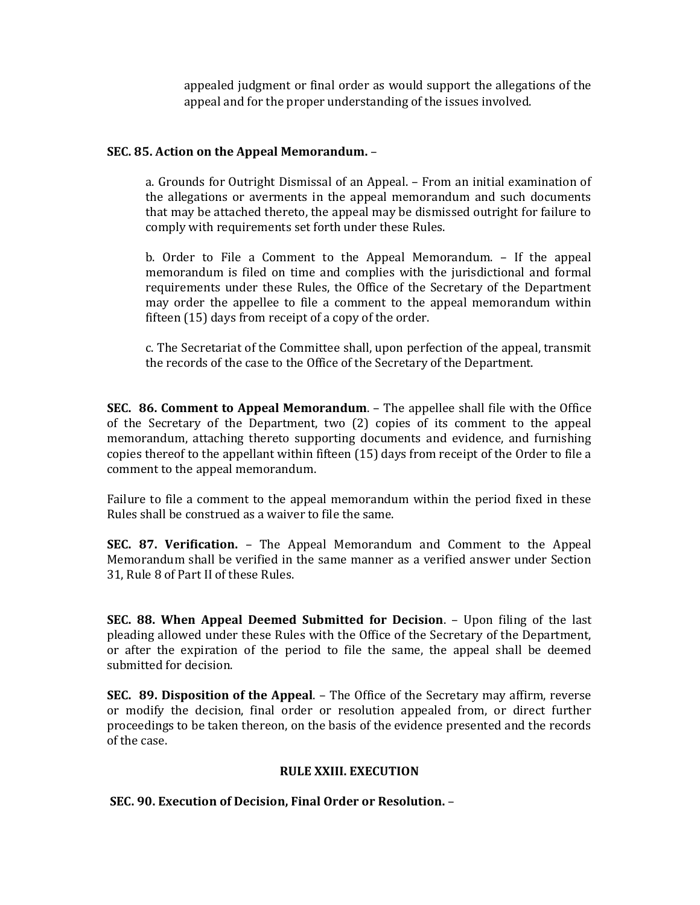appealed judgment or final order as would support the allegations of the appeal and for the proper understanding of the issues involved.

**SEC. 85. Action on the Appeal Memorandum.** –

a. Grounds for Outright Dismissal of an Appeal. – From an initial examination of the allegations or averments in the appeal memorandum and such documents that may be attached thereto, the appeal may be dismissed outright for failure to comply with requirements set forth under these Rules.

b. Order to File a Comment to the Appeal Memorandum. – If the appeal memorandum is filed on time and complies with the jurisdictional and formal requirements under these Rules, the Office of the Secretary of the Department may order the appellee to file a comment to the appeal memorandum within fifteen (15) days from receipt of a copy of the order.

c. The Secretariat of the Committee shall, upon perfection of the appeal, transmit the records of the case to the Office of the Secretary of the Department.

**SEC. 86. Comment to Appeal Memorandum**. – The appellee shall file with the Office of the Secretary of the Department, two (2) copies of its comment to the appeal memorandum, attaching thereto supporting documents and evidence, and furnishing copies thereof to the appellant within fifteen (15) days from receipt of the Order to file a comment to the appeal memorandum.

Failure to file a comment to the appeal memorandum within the period fixed in these Rules shall be construed as a waiver to file the same.

**SEC. 87. Verification.** – The Appeal Memorandum and Comment to the Appeal Memorandum shall be verified in the same manner as a verified answer under Section 31, Rule 8 of Part II of these Rules.

**SEC. 88. When Appeal Deemed Submitted for Decision**. – Upon filing of the last pleading allowed under these Rules with the Office of the Secretary of the Department, or after the expiration of the period to file the same, the appeal shall be deemed submitted for decision.

**SEC. 89. Disposition of the Appeal**. – The Office of the Secretary may affirm, reverse or modify the decision, final order or resolution appealed from, or direct further proceedings to be taken thereon, on the basis of the evidence presented and the records of the case.

## RULE XXIII. EXECUTION

**SEC. 90. Execution of Decision, Final Order or Resolution.** –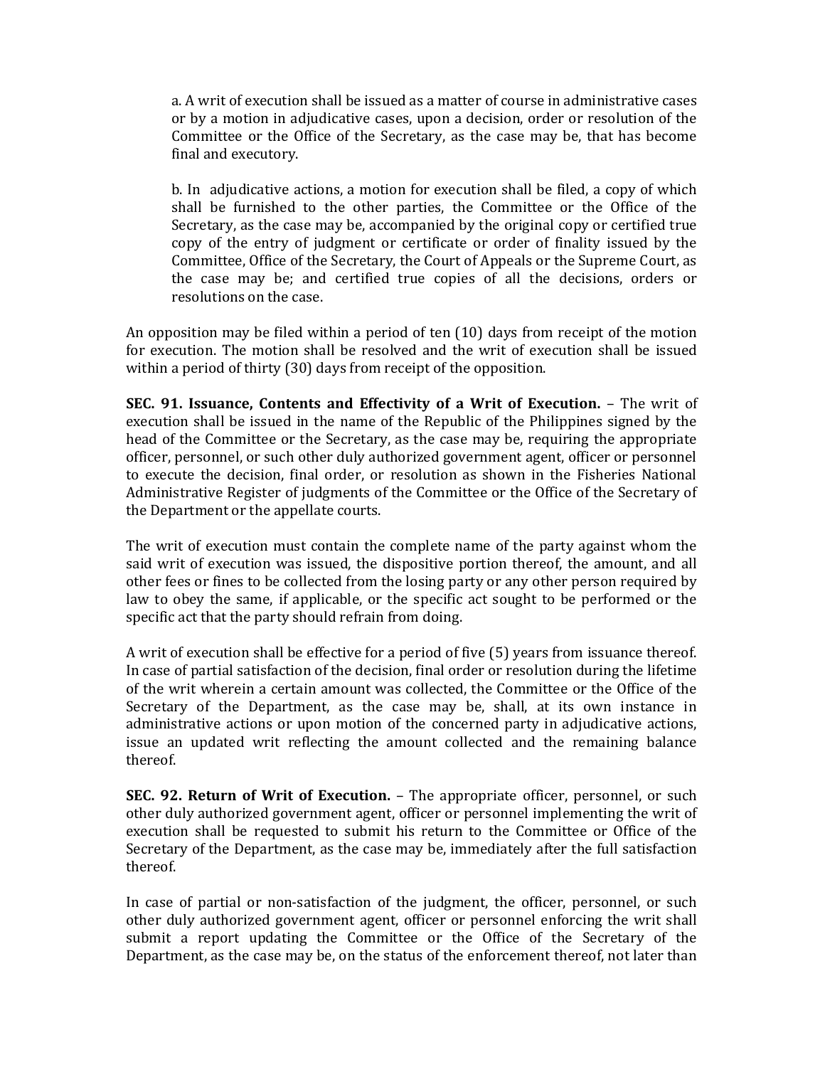a. A writ of execution shall be issued as a matter of course in administrative cases or by a motion in adjudicative cases, upon a decision, order or resolution of the Committee or the Office of the Secretary, as the case may be, that has become final and executory.

b. In adjudicative actions, a motion for execution shall be filed, a copy of which shall be furnished to the other parties, the Committee or the Office of the Secretary, as the case may be, accompanied by the original copy or certified true copy of the entry of judgment or certificate or order of finality issued by the Committee, Office of the Secretary, the Court of Appeals or the Supreme Court, as the case may be; and certified true copies of all the decisions, orders or resolutions on the case.

An opposition may be filed within a period of ten (10) days from receipt of the motion for execution. The motion shall be resolved and the writ of execution shall be issued within a period of thirty (30) days from receipt of the opposition.

**SEC. 91. Issuance, Contents and Effectivity of a Writ of Execution.** – The writ of execution shall be issued in the name of the Republic of the Philippines signed by the head of the Committee or the Secretary, as the case may be, requiring the appropriate officer, personnel, or such other duly authorized government agent, officer or personnel to execute the decision, final order, or resolution as shown in the Fisheries National Administrative Register of judgments of the Committee or the Office of the Secretary of the Department or the appellate courts.

The writ of execution must contain the complete name of the party against whom the said writ of execution was issued, the dispositive portion thereof, the amount, and all other fees or fines to be collected from the losing party or any other person required by law to obey the same, if applicable, or the specific act sought to be performed or the specific act that the party should refrain from doing.

A writ of execution shall be effective for a period of five (5) years from issuance thereof. In case of partial satisfaction of the decision, final order or resolution during the lifetime of the writ wherein a certain amount was collected, the Committee or the Office of the Secretary of the Department, as the case may be, shall, at its own instance in administrative actions or upon motion of the concerned party in adjudicative actions, issue an updated writ reflecting the amount collected and the remaining balance thereof.

**SEC. 92. Return of Writ of Execution.** – The appropriate officer, personnel, or such other duly authorized government agent, officer or personnel implementing the writ of execution shall be requested to submit his return to the Committee or Office of the Secretary of the Department, as the case may be, immediately after the full satisfaction thereof.

In case of partial or non-satisfaction of the judgment, the officer, personnel, or such other duly authorized government agent, officer or personnel enforcing the writ shall submit a report updating the Committee or the Office of the Secretary of the Department, as the case may be, on the status of the enforcement thereof, not later than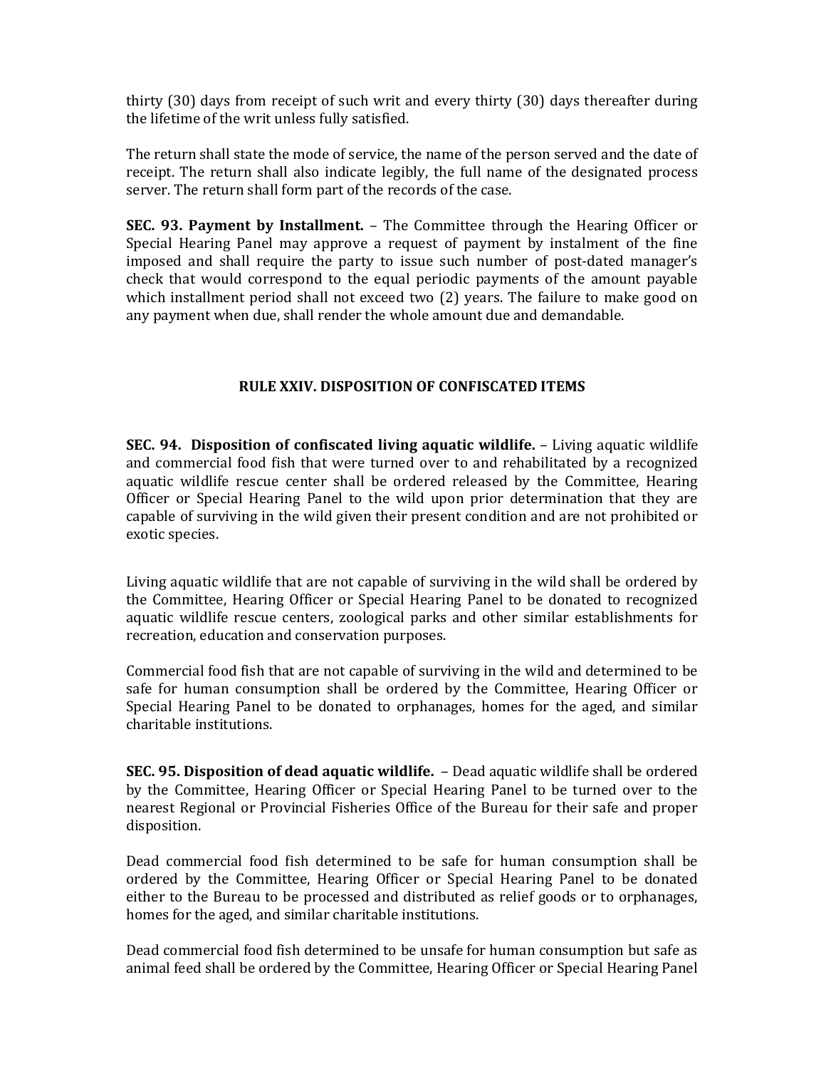thirty (30) days from receipt of such writ and every thirty (30) days thereafter during the lifetime of the writ unless fully satisfied.

The return shall state the mode of service, the name of the person served and the date of receipt. The return shall also indicate legibly, the full name of the designated process server. The return shall form part of the records of the case.

**SEC. 93. Payment by Installment.** – The Committee through the Hearing Officer or Special Hearing Panel may approve a request of payment by instalment of the fine imposed and shall require the party to issue such number of post-dated manager's check that would correspond to the equal periodic payments of the amount payable which installment period shall not exceed two (2) years. The failure to make good on any payment when due, shall render the whole amount due and demandable.

## RULE XXIV. DISPOSITION OF CONFISCATED ITEMS

**SEC. 94. Disposition of confiscated living aquatic wildlife.** – Living aquatic wildlife and commercial food fish that were turned over to and rehabilitated by a recognized aquatic wildlife rescue center shall be ordered released by the Committee, Hearing Officer or Special Hearing Panel to the wild upon prior determination that they are capable of surviving in the wild given their present condition and are not prohibited or exotic species.

Living aquatic wildlife that are not capable of surviving in the wild shall be ordered by the Committee, Hearing Officer or Special Hearing Panel to be donated to recognized aquatic wildlife rescue centers, zoological parks and other similar establishments for recreation, education and conservation purposes.

Commercial food fish that are not capable of surviving in the wild and determined to be safe for human consumption shall be ordered by the Committee, Hearing Officer or Special Hearing Panel to be donated to orphanages, homes for the aged, and similar charitable institutions.

**SEC. 95. Disposition of dead aquatic wildlife.** – Dead aquatic wildlife shall be ordered by the Committee, Hearing Officer or Special Hearing Panel to be turned over to the nearest Regional or Provincial Fisheries Office of the Bureau for their safe and proper disposition.

Dead commercial food fish determined to be safe for human consumption shall be ordered by the Committee, Hearing Officer or Special Hearing Panel to be donated either to the Bureau to be processed and distributed as relief goods or to orphanages, homes for the aged, and similar charitable institutions.

Dead commercial food fish determined to be unsafe for human consumption but safe as animal feed shall be ordered by the Committee, Hearing Officer or Special Hearing Panel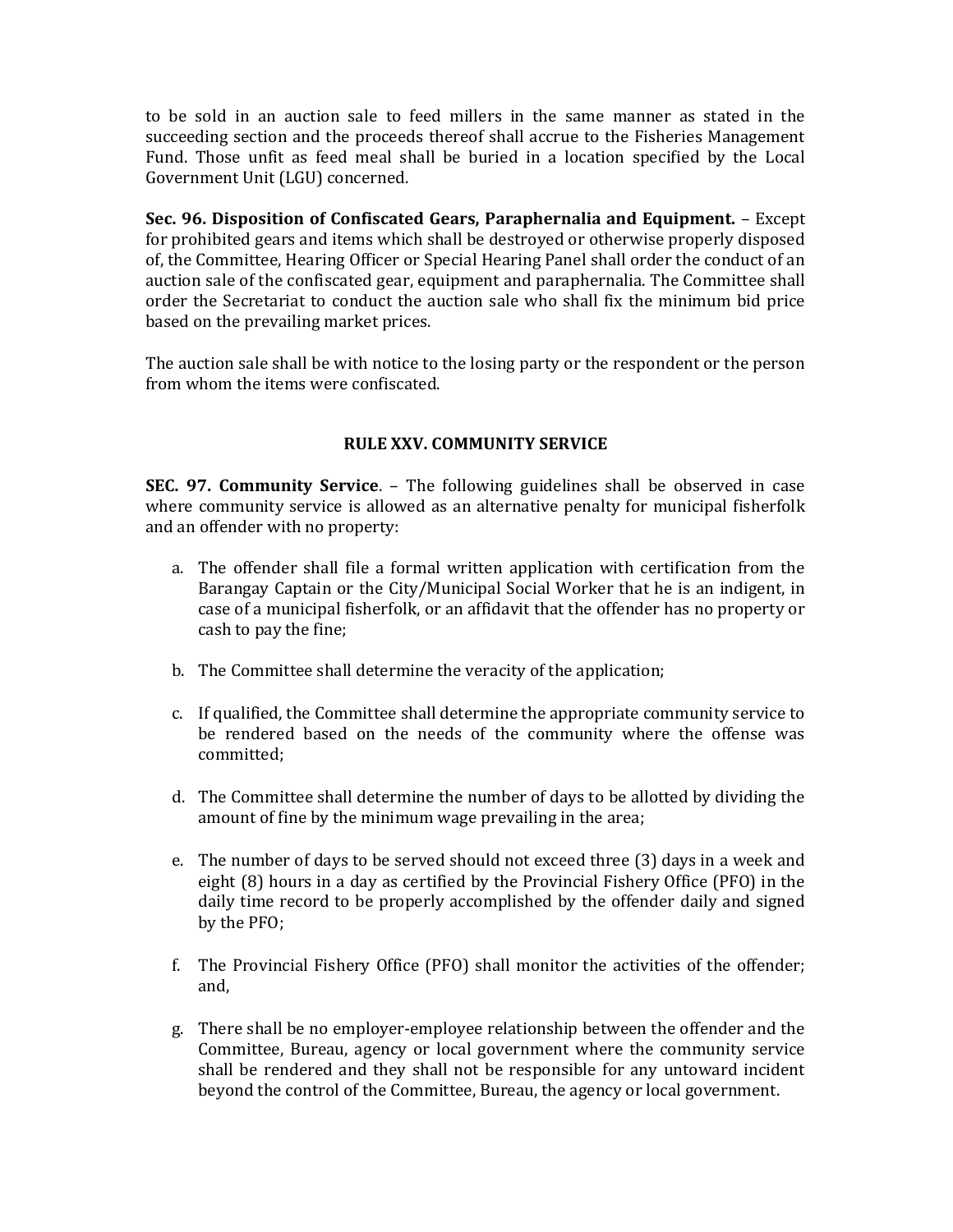to be sold in an auction sale to feed millers in the same manner as stated in the succeeding section and the proceeds thereof shall accrue to the Fisheries Management Fund. Those unfit as feed meal shall be buried in a location specified by the Local Government Unit (LGU) concerned.

**Sec. 96. Disposition of Confiscated Gears, Paraphernalia and Equipment.** – Except for prohibited gears and items which shall be destroyed or otherwise properly disposed of, the Committee, Hearing Officer or Special Hearing Panel shall order the conduct of an auction sale of the confiscated gear, equipment and paraphernalia. The Committee shall order the Secretariat to conduct the auction sale who shall fix the minimum bid price based on the prevailing market prices.

The auction sale shall be with notice to the losing party or the respondent or the person from whom the items were confiscated.

## RULE XXV. COMMUNITY SERVICE

**SEC. 97. Community Service**. – The following guidelines shall be observed in case where community service is allowed as an alternative penalty for municipal fisherfolk and an offender with no property:

a. The offender shall file a formal written application with certification from the Barangay Captain or the City/Municipal Social Worker that he is an indigent, in case of a municipal fisherfolk, or an affidavit that the offender has no property or cash to pay the fine;

b. The Committee shall determine the veracity of the application;

c. If qualified, the Committee shall determine the appropriate community service to be rendered based on the needs of the community where the offense was committed;

d. The Committee shall determine the number of days to be allotted by dividing the amount of fine by the minimum wage prevailing in the area;

e. The number of days to be served should not exceed three (3) days in a week and eight (8) hours in a day as certified by the Provincial Fishery Office (PFO) in the daily time record to be properly accomplished by the offender daily and signed by the PFO;

f. The Provincial Fishery Office (PFO) shall monitor the activities of the offender; and,

g. There shall be no employer-employee relationship between the offender and the Committee, Bureau, agency or local government where the community service shall be rendered and they shall not be responsible for any untoward incident beyond the control of the Committee, Bureau, the agency or local government.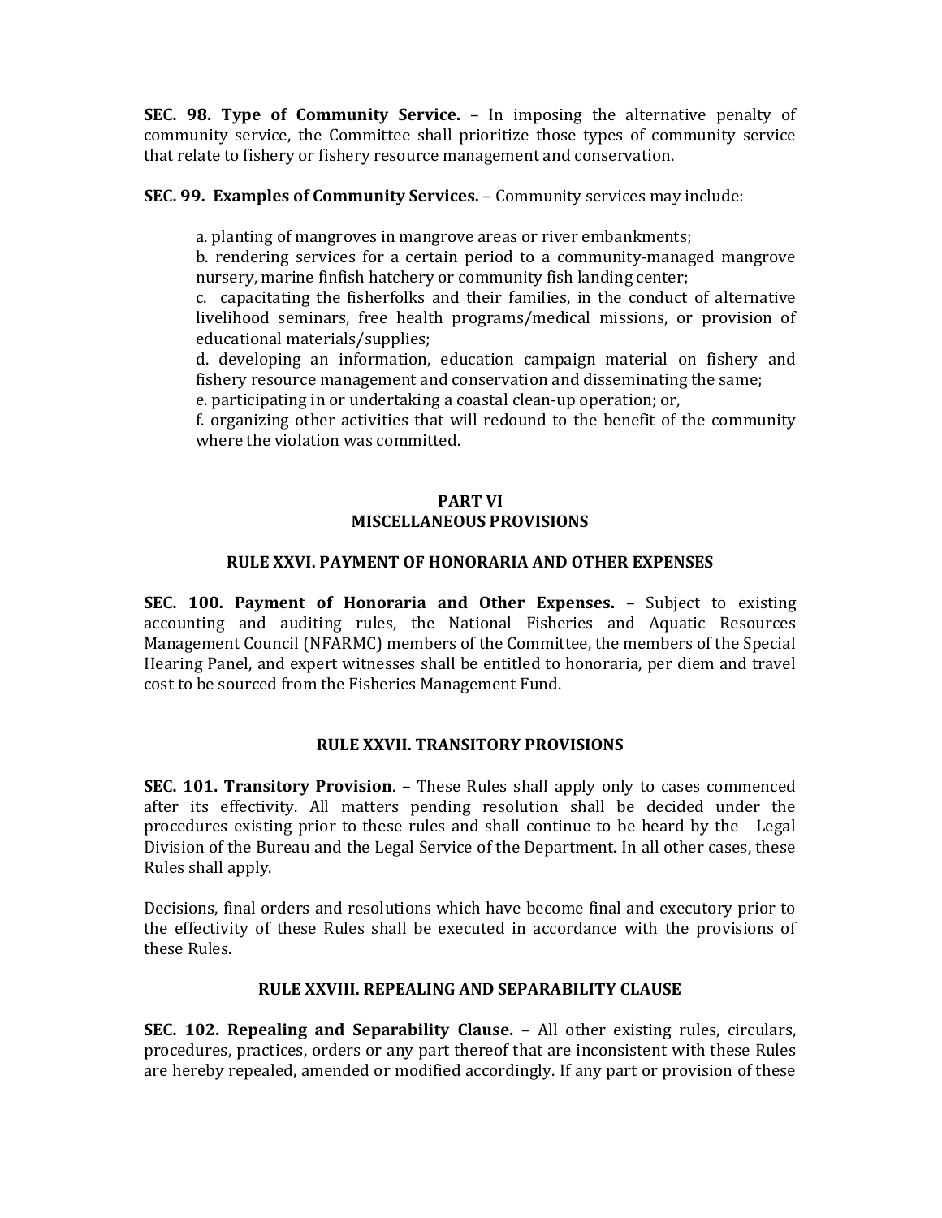**SEC. 98. Type of Community Service.** – In imposing the alternative penalty of community service, the Committee shall prioritize those types of community service that relate to fishery or fishery resource management and conservation.

**SEC. 99. Examples of Community Services.** – Community services may include:

a. planting of mangroves in mangrove areas or river embankments;
b. rendering services for a certain period to a community-managed mangrove nursery, marine finfish hatchery or community fish landing center;
c. capacitating the fisherfolks and their families, in the conduct of alternative livelihood seminars, free health programs/medical missions, or provision of educational materials/supplies;
d. developing an information, education campaign material on fishery and fishery resource management and conservation and disseminating the same;
e. participating in or undertaking a coastal clean-up operation; or,
f. organizing other activities that will redound to the benefit of the community where the violation was committed.

## PART VI
## MISCELLANEOUS PROVISIONS

### RULE XXVI. PAYMENT OF HONORARIA AND OTHER EXPENSES

**SEC. 100. Payment of Honoraria and Other Expenses.** – Subject to existing accounting and auditing rules, the National Fisheries and Aquatic Resources Management Council (NFARMC) members of the Committee, the members of the Special Hearing Panel, and expert witnesses shall be entitled to honoraria, per diem and travel cost to be sourced from the Fisheries Management Fund.

### RULE XXVII. TRANSITORY PROVISIONS

**SEC. 101. Transitory Provision**. – These Rules shall apply only to cases commenced after its effectivity. All matters pending resolution shall be decided under the procedures existing prior to these rules and shall continue to be heard by the Legal Division of the Bureau and the Legal Service of the Department. In all other cases, these Rules shall apply.

Decisions, final orders and resolutions which have become final and executory prior to the effectivity of these Rules shall be executed in accordance with the provisions of these Rules.

### RULE XXVIII. REPEALING AND SEPARABILITY CLAUSE

**SEC. 102. Repealing and Separability Clause.** – All other existing rules, circulars, procedures, practices, orders or any part thereof that are inconsistent with these Rules are hereby repealed, amended or modified accordingly. If any part or provision of these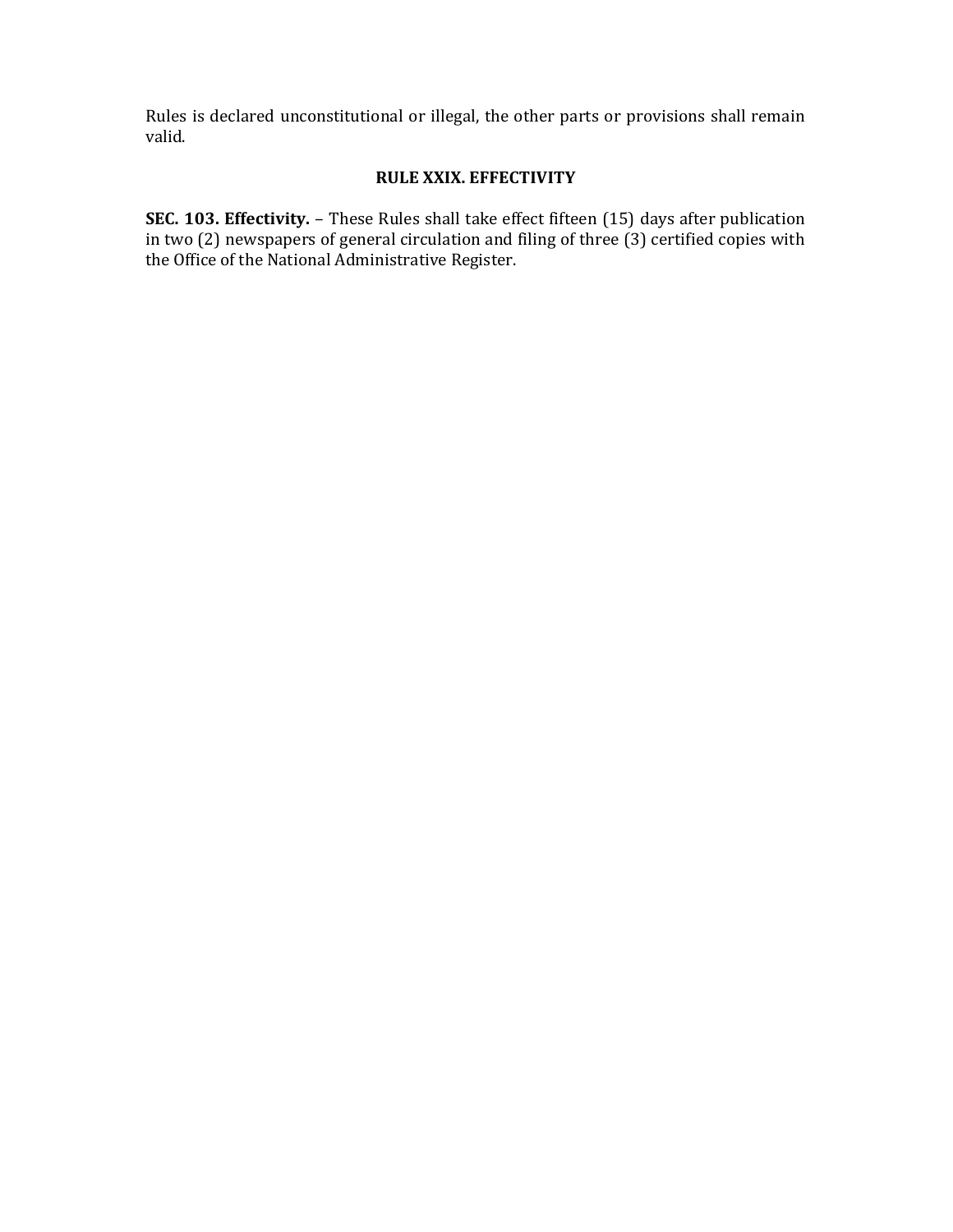Rules is declared unconstitutional or illegal, the other parts or provisions shall remain valid.

## RULE XXIX. EFFECTIVITY

**SEC. 103. Effectivity.** – These Rules shall take effect fifteen (15) days after publication in two (2) newspapers of general circulation and filing of three (3) certified copies with the Office of the National Administrative Register.